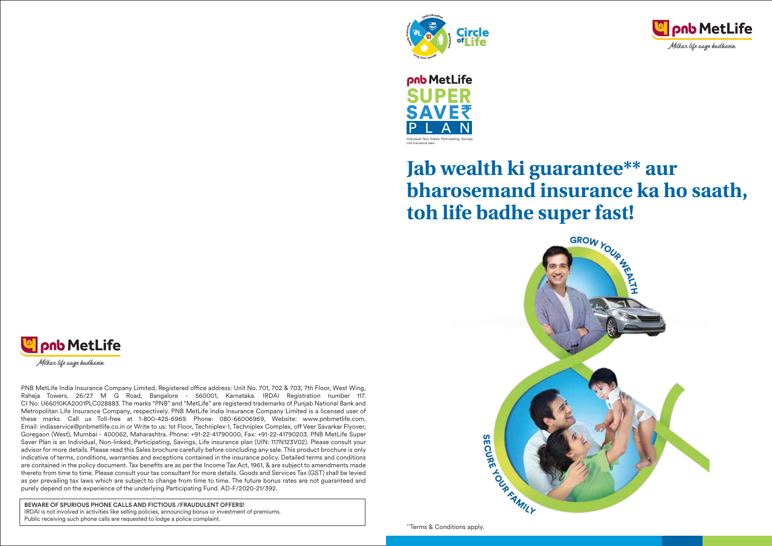# pnb MetLife SUPER SAVER PLAN

Individual, Non-linked, Participating, Savings, Life insurance plan

## Jab wealth ki guarantee** aur bharosemand insurance ka ho saath, toh life badhe super fast!

GROW YOUR WEALTH

SECURE YOUR FAMILY

**Terms & Conditions apply.

pnb MetLife

*Milkar life aage badhaein*

PNB MetLife India Insurance Company Limited, Registered office address: Unit No. 701, 702 & 703, 7th Floor, West Wing, Raheja Towers, 26/27 M G Road, Bangalore - 560001, Karnataka. IRDAI Registration number 117. CI No: U66010KA2001PLC028883. The marks "PNB" and "MetLife" are registered trademarks of Punjab National Bank and Metropolitan Life Insurance Company, respectively. PNB MetLife India Insurance Company Limited is a licensed user of these marks. Call us Toll-free at 1-800-425-6969. Phone: 080-66006969, Website: www.pnbmetlife.com, Email: indiaservice@pnbmetlife.co.in or Write to us: 1st Floor, Techniplex-1, Techniplex Complex, off Veer Savarkar Flyover, Goregaon (West), Mumbai - 400062, Maharashtra. Phone: +91-22-41790000, Fax: +91-22-41790203. PNB MetLife Super Saver Plan is an Individual, Non-linked, Participating, Savings, Life insurance plan (UIN: 117N123V02). Please consult your advisor for more details. Please read this Sales brochure carefully before concluding any sale. This product brochure is only indicative of terms, conditions, warranties and exceptions contained in the insurance policy. Detailed terms and conditions are contained in the policy document. Tax benefits are as per the Income Tax Act, 1961, & are subject to amendments made thereto from time to time. Please consult your tax consultant for more details. Goods and Services Tax (GST) shall be levied as per prevailing tax laws which are subject to change from time to time. The future bonus rates are not guaranteed and purely depend on the experience of the underlying Participating Fund. AD-F/2020-21/392.

**BEWARE OF SPURIOUS PHONE CALLS AND FICTIOUS /FRAUDULENT OFFERS!**
IRDAI is not involved in activities like selling policies, announcing bonus or investment of premiums. Public receiving such phone calls are requested to lodge a police complaint.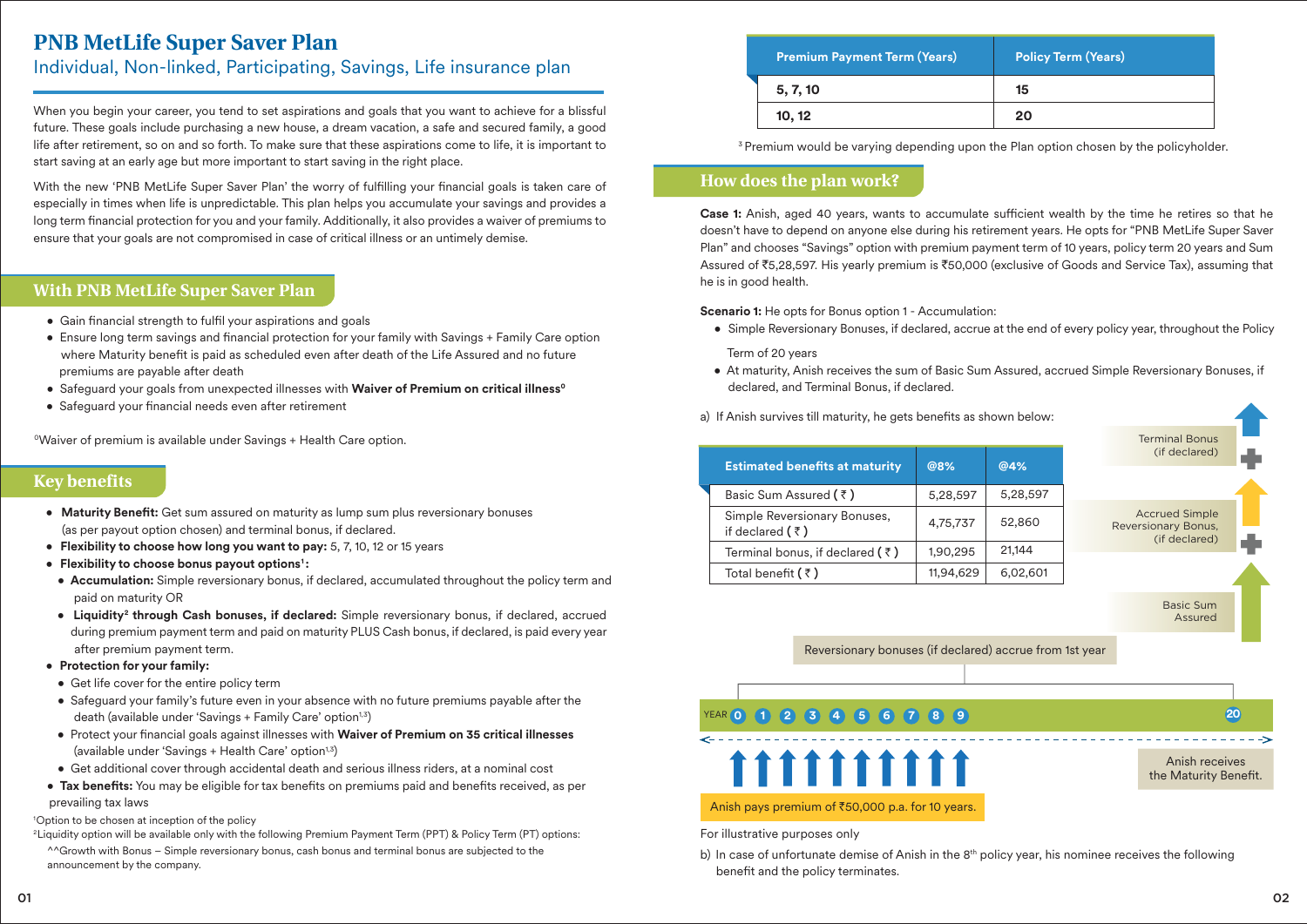# PNB MetLife Super Saver Plan

## Individual, Non-linked, Participating, Savings, Life insurance plan

When you begin your career, you tend to set aspirations and goals that you want to achieve for a blissful future. These goals include purchasing a new house, a dream vacation, a safe and secured family, a good life after retirement, so on and so forth. To make sure that these aspirations come to life, it is important to start saving at an early age but more important to start saving in the right place.

With the new 'PNB MetLife Super Saver Plan' the worry of fulfilling your financial goals is taken care of especially in times when life is unpredictable. This plan helps you accumulate your savings and provides a long term financial protection for you and your family. Additionally, it also provides a waiver of premiums to ensure that your goals are not compromised in case of critical illness or an untimely demise.

## With PNB MetLife Super Saver Plan

- Gain financial strength to fulfil your aspirations and goals
- Ensure long term savings and financial protection for your family with Savings + Family Care option where Maturity benefit is paid as scheduled even after death of the Life Assured and no future premiums are payable after death
- Safeguard your goals from unexpected illnesses with **Waiver of Premium on critical illness**[0]
- Safeguard your financial needs even after retirement

[0]Waiver of premium is available under Savings + Health Care option.

## Key benefits

- **Maturity Benefit:** Get sum assured on maturity as lump sum plus reversionary bonuses (as per payout option chosen) and terminal bonus, if declared.
- **Flexibility to choose how long you want to pay:** 5, 7, 10, 12 or 15 years
- **Flexibility to choose bonus payout options**[1]**:**
  - **Accumulation:** Simple reversionary bonus, if declared, accumulated throughout the policy term and paid on maturity OR
  - **Liquidity**[2] **through Cash bonuses, if declared:** Simple reversionary bonus, if declared, accrued during premium payment term and paid on maturity PLUS Cash bonus, if declared, is paid every year after premium payment term.
- **Protection for your family:**
  - Get life cover for the entire policy term
  - Safeguard your family's future even in your absence with no future premiums payable after the death (available under 'Savings + Family Care' option[1,3])
  - Protect your financial goals against illnesses with **Waiver of Premium on 35 critical illnesses** (available under 'Savings + Health Care' option[1,3])
  - Get additional cover through accidental death and serious illness riders, at a nominal cost
- **Tax benefits:** You may be eligible for tax benefits on premiums paid and benefits received, as per prevailing tax laws

[1]Option to be chosen at inception of the policy

[2]Liquidity option will be available only with the following Premium Payment Term (PPT) & Policy Term (PT) options:

^^Growth with Bonus – Simple reversionary bonus, cash bonus and terminal bonus are subjected to the announcement by the company.

| Premium Payment Term (Years) | Policy Term (Years) |
|---|---|
| 5, 7, 10 | 15 |
| 10, 12 | 20 |

[3]Premium would be varying depending upon the Plan option chosen by the policyholder.

## How does the plan work?

**Case 1:** Anish, aged 40 years, wants to accumulate sufficient wealth by the time he retires so that he doesn't have to depend on anyone else during his retirement years. He opts for "PNB MetLife Super Saver Plan" and chooses "Savings" option with premium payment term of 10 years, policy term 20 years and Sum Assured of ₹5,28,597. His yearly premium is ₹50,000 (exclusive of Goods and Service Tax), assuming that he is in good health.

**Scenario 1:** He opts for Bonus option 1 - Accumulation:

- Simple Reversionary Bonuses, if declared, accrue at the end of every policy year, throughout the Policy Term of 20 years
- At maturity, Anish receives the sum of Basic Sum Assured, accrued Simple Reversionary Bonuses, if declared, and Terminal Bonus, if declared.

a) If Anish survives till maturity, he gets benefits as shown below:

| Estimated benefits at maturity | @8% | @4% |
|---|---|---|
| Basic Sum Assured ( ₹ ) | 5,28,597 | 5,28,597 |
| Simple Reversionary Bonuses, if declared ( ₹ ) | 4,75,737 | 52,860 |
| Terminal bonus, if declared ( ₹ ) | 1,90,295 | 21,144 |
| Total benefit ( ₹ ) | 11,94,629 | 6,02,601 |

Terminal Bonus (if declared) + Accrued Simple Reversionary Bonus, (if declared) + Basic Sum Assured

Reversionary bonuses (if declared) accrue from 1st year

YEAR 0 1 2 3 4 5 6 7 8 9 ... 20

Anish pays premium of ₹50,000 p.a. for 10 years.

Anish receives the Maturity Benefit.

For illustrative purposes only

b) In case of unfortunate demise of Anish in the 8th policy year, his nominee receives the following benefit and the policy terminates.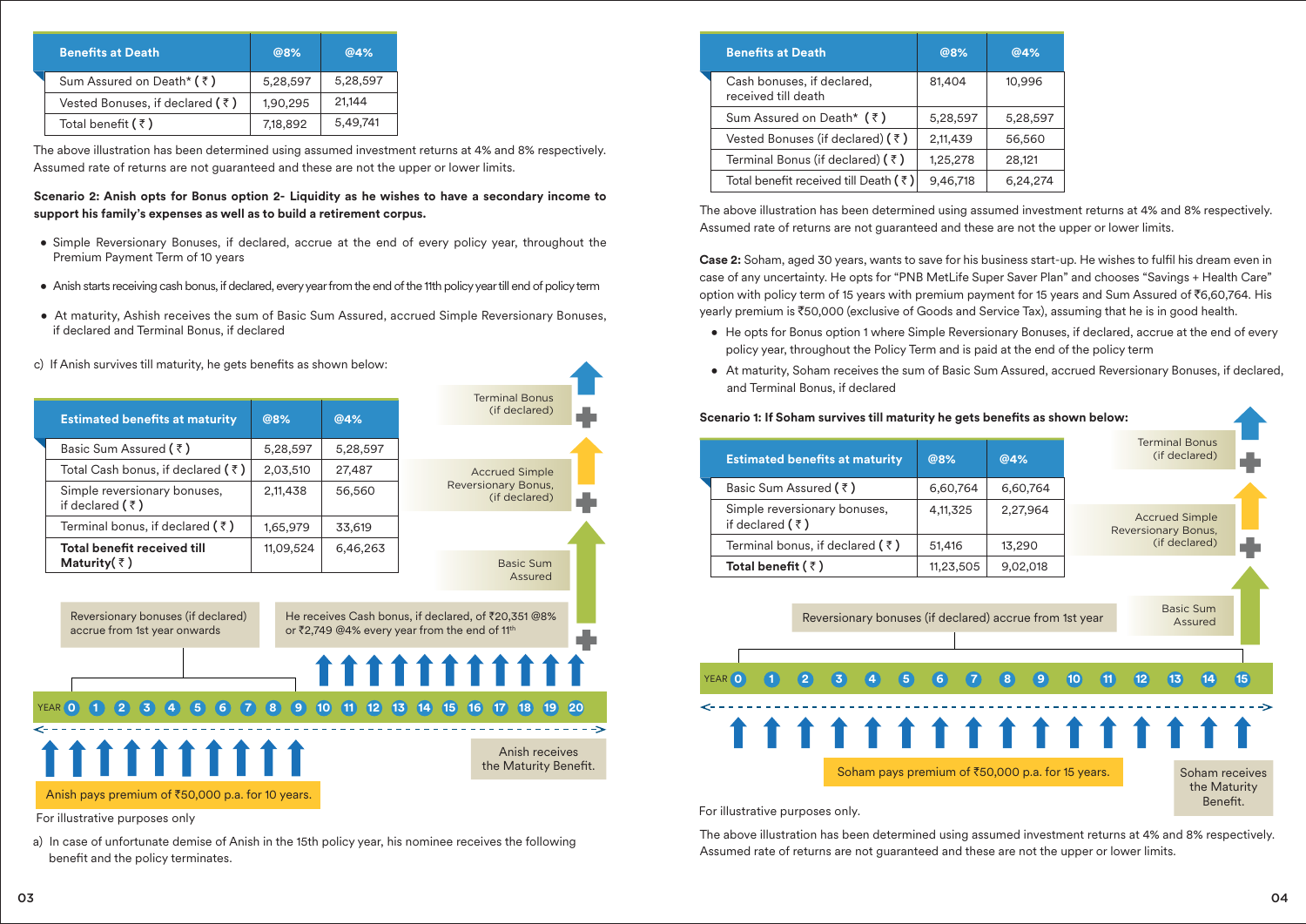| Benefits at Death | @8% | @4% |
|---|---|---|
| Sum Assured on Death* ( ₹ ) | 5,28,597 | 5,28,597 |
| Vested Bonuses, if declared ( ₹ ) | 1,90,295 | 21,144 |
| Total benefit ( ₹ ) | 7,18,892 | 5,49,741 |

The above illustration has been determined using assumed investment returns at 4% and 8% respectively. Assumed rate of returns are not guaranteed and these are not the upper or lower limits.

**Scenario 2: Anish opts for Bonus option 2- Liquidity as he wishes to have a secondary income to support his family's expenses as well as to build a retirement corpus.**

- Simple Reversionary Bonuses, if declared, accrue at the end of every policy year, throughout the Premium Payment Term of 10 years
- Anish starts receiving cash bonus, if declared, every year from the end of the 11th policy year till end of policy term
- At maturity, Ashish receives the sum of Basic Sum Assured, accrued Simple Reversionary Bonuses, if declared and Terminal Bonus, if declared

c) If Anish survives till maturity, he gets benefits as shown below:

| Estimated benefits at maturity | @8% | @4% |
|---|---|---|
| Basic Sum Assured ( ₹ ) | 5,28,597 | 5,28,597 |
| Total Cash Bonus, if declared ( ₹ ) | 2,03,510 | 27,487 |
| Simple reversionary bonuses, if declared ( ₹ ) | 2,11,438 | 56,560 |
| Terminal bonus, if declared ( ₹ ) | 1,65,979 | 33,619 |
| **Total benefit received till Maturity( ₹ )** | 11,09,524 | 6,46,263 |

Terminal Bonus (if declared) + Accrued Simple Reversionary Bonus, (if declared) + Basic Sum Assured

Reversionary bonuses (if declared) accrue from 1st year onwards

He receives Cash bonus, if declared, of ₹20,351 @8% or ₹2,749 @4% every year from the end of 11th

YEAR 0 1 2 3 4 5 6 7 8 9 10 11 12 13 14 15 16 17 18 19 20

Anish pays premium of ₹50,000 p.a. for 10 years.

Anish receives the Maturity Benefit.

For illustrative purposes only

a) In case of unfortunate demise of Anish in the 15th policy year, his nominee receives the following benefit and the policy terminates.

| Benefits at Death | @8% | @4% |
|---|---|---|
| Cash bonuses, if declared, received till death | 81,404 | 10,996 |
| Sum Assured on Death* ( ₹ ) | 5,28,597 | 5,28,597 |
| Vested Bonuses (if declared) ( ₹ ) | 2,11,439 | 56,560 |
| Terminal Bonus (if declared) ( ₹ ) | 1,25,278 | 28,121 |
| Total benefit received till Death ( ₹ ) | 9,46,718 | 6,24,274 |

The above illustration has been determined using assumed investment returns at 4% and 8% respectively. Assumed rate of returns are not guaranteed and these are not the upper or lower limits.

**Case 2:** Soham, aged 30 years, wants to save for his business start-up. He wishes to fulfil his dream even in case of any uncertainty. He opts for "PNB MetLife Super Saver Plan" and chooses "Savings + Health Care" option with policy term of 15 years with premium payment for 15 years and Sum Assured of ₹6,60,764. His yearly premium is ₹50,000 (exclusive of Goods and Service Tax), assuming that he is in good health.

- He opts for Bonus option 1 where Simple Reversionary Bonuses, if declared, accrue at the end of every policy year, throughout the Policy Term and is paid at the end of the policy term
- At maturity, Soham receives the sum of Basic Sum Assured, accrued Reversionary Bonuses, if declared, and Terminal Bonus, if declared

**Scenario 1: If Soham survives till maturity he gets benefits as shown below:**

| Estimated benefits at maturity | @8% | @4% |
|---|---|---|
| Basic Sum Assured ( ₹ ) | 6,60,764 | 6,60,764 |
| Simple reversionary bonuses, if declared ( ₹ ) | 4,11,325 | 2,27,964 |
| Terminal bonus, if declared ( ₹ ) | 51,416 | 13,290 |
| **Total benefit ( ₹ )** | 11,23,505 | 9,02,018 |

Terminal Bonus (if declared) + Accrued Simple Reversionary Bonus, (if declared) + Basic Sum Assured

Reversionary bonuses (if declared) accrue from 1st year

YEAR 0 1 2 3 4 5 6 7 8 9 10 11 12 13 14 15

Soham pays premium of ₹50,000 p.a. for 15 years.

Soham receives the Maturity Benefit.

For illustrative purposes only.

The above illustration has been determined using assumed investment returns at 4% and 8% respectively. Assumed rate of returns are not guaranteed and these are not the upper or lower limits.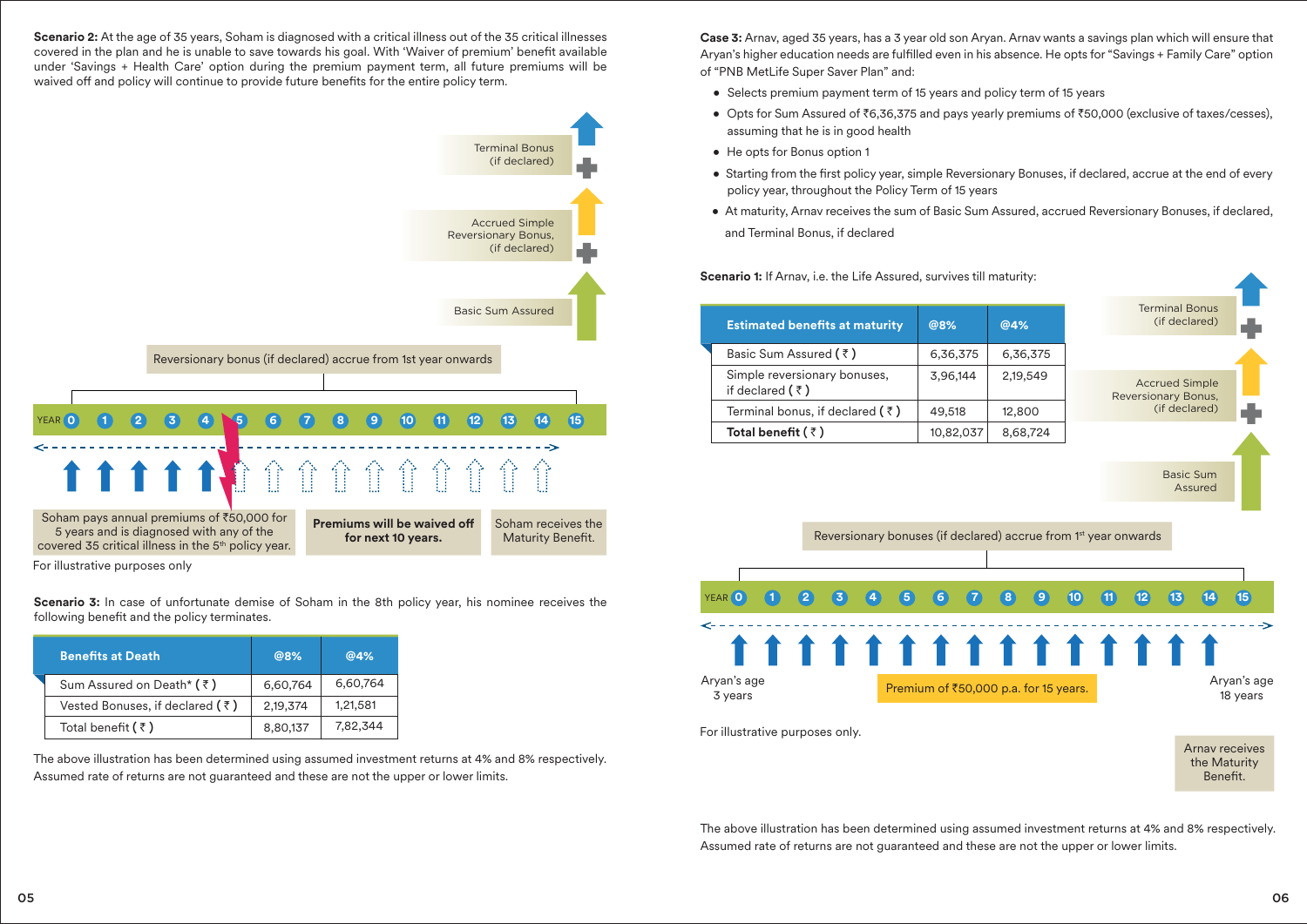**Scenario 2:** At the age of 35 years, Soham is diagnosed with a critical illness out of the 35 critical illnesses covered in the plan and he is unable to save towards his goal. With 'Waiver of premium' benefit available under 'Savings + Health Care' option during the premium payment term, all future premiums will be waived off and policy will continue to provide future benefits for the entire policy term.

Terminal Bonus (if declared)

Accrued Simple Reversionary Bonus, (if declared)

Basic Sum Assured

Reversionary bonus (if declared) accrue from 1st year onwards

YEAR 0 1 2 3 4 5 6 7 8 9 10 11 12 13 14 15

Soham pays annual premiums of ₹50,000 for 5 years and is diagnosed with any of the covered 35 critical illness in the 5th policy year.

**Premiums will be waived off for next 10 years.**

Soham receives the Maturity Benefit.

For illustrative purposes only

**Scenario 3:** In case of unfortunate demise of Soham in the 8th policy year, his nominee receives the following benefit and the policy terminates.

| Benefits at Death | @8% | @4% |
|---|---|---|
| Sum Assured on Death* ( ₹ ) | 6,60,764 | 6,60,764 |
| Vested Bonuses, if declared ( ₹ ) | 2,19,374 | 1,21,581 |
| Total benefit ( ₹ ) | 8,80,137 | 7,82,344 |

The above illustration has been determined using assumed investment returns at 4% and 8% respectively. Assumed rate of returns are not guaranteed and these are not the upper or lower limits.

**Case 3:** Arnav, aged 35 years, has a 3 year old son Aryan. Arnav wants a savings plan which will ensure that Aryan's higher education needs are fulfilled even in his absence. He opts for "Savings + Family Care" option of "PNB MetLife Super Saver Plan" and:

- Selects premium payment term of 15 years and policy term of 15 years
- Opts for Sum Assured of ₹6,36,375 and pays yearly premiums of ₹50,000 (exclusive of taxes/cesses), assuming that he is in good health
- He opts for Bonus option 1
- Starting from the first policy year, simple Reversionary Bonuses, if declared, accrue at the end of every policy year, throughout the Policy Term of 15 years
- At maturity, Arnav receives the sum of Basic Sum Assured, accrued Reversionary Bonuses, if declared, and Terminal Bonus, if declared

**Scenario 1:** If Arnav, i.e. the Life Assured, survives till maturity:

| Estimated benefits at maturity | @8% | @4% |
|---|---|---|
| Basic Sum Assured ( ₹ ) | 6,36,375 | 6,36,375 |
| Simple reversionary bonuses, if declared ( ₹ ) | 3,96,144 | 2,19,549 |
| Terminal bonus, if declared ( ₹ ) | 49,518 | 12,800 |
| **Total benefit ( ₹ )** | 10,82,037 | 8,68,724 |

Terminal Bonus (if declared)

Accrued Simple Reversionary Bonus, (if declared)

Basic Sum Assured

Reversionary bonuses (if declared) accrue from 1st year onwards

YEAR 0 1 2 3 4 5 6 7 8 9 10 11 12 13 14 15

Aryan's age 3 years

Premium of ₹50,000 p.a. for 15 years.

Aryan's age 18 years

For illustrative purposes only.

Arnav receives the Maturity Benefit.

The above illustration has been determined using assumed investment returns at 4% and 8% respectively. Assumed rate of returns are not guaranteed and these are not the upper or lower limits.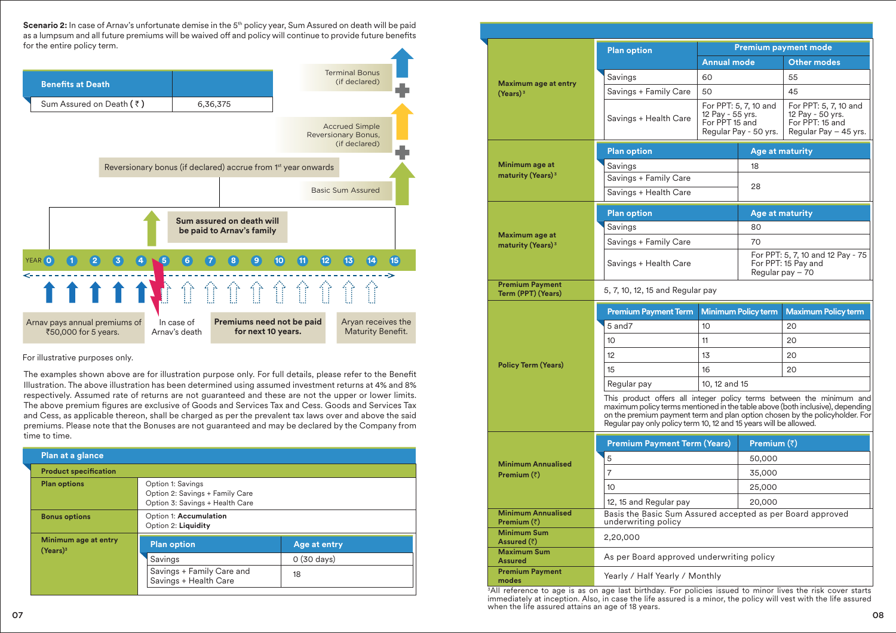**Scenario 2:** In case of Arnav's unfortunate demise in the 5th policy year, Sum Assured on death will be paid as a lumpsum and all future premiums will be waived off and policy will continue to provide future benefits for the entire policy term.

| Benefits at Death | |
|---|---|
| Sum Assured on Death ( ₹ ) | 6,36,375 |

Terminal Bonus (if declared)

Accrued Simple Reversionary Bonus, (if declared)

Reversionary bonus (if declared) accrue from 1st year onwards

Basic Sum Assured

**Sum assured on death will be paid to Arnav's family**

YEAR 0 1 2 3 4 5 6 7 8 9 10 11 12 13 14 15

Arnav pays annual premiums of ₹50,000 for 5 years.

In case of Arnav's death

**Premiums need not be paid for next 10 years.**

Aryan receives the Maturity Benefit.

For illustrative purposes only.

The examples shown above are for illustration purpose only. For full details, please refer to the Benefit Illustration. The above illustration has been determined using assumed investment returns at 4% and 8% respectively. Assumed rate of returns are not guaranteed and these are not the upper or lower limits. The above premium figures are exclusive of Goods and Services Tax and Cess. Goods and Services Tax and Cess, as applicable thereon, shall be charged as per the prevalent tax laws over and above the said premiums. Please note that the Bonuses are not guaranteed and may be declared by the Company from time to time.

## Plan at a glance

**Product specification**

| | |
|---|---|
| **Plan options** | Option 1: Savings<br>Option 2: Savings + Family Care<br>Option 3: Savings + Health Care |
| **Bonus options** | Option 1: **Accumulation**<br>Option 2: **Liquidity** |
| **Minimum age at entry (Years)[3]** | |

| Plan option | Age at entry |
|---|---|
| Savings | 0 (30 days) |
| Savings + Family Care and Savings + Health Care | 18 |

**Maximum age at entry (Years)[3]**

| Plan option | Premium payment mode | |
|---|---|---|
| | Annual mode | Other modes |
| Savings | 60 | 55 |
| Savings + Family Care | 50 | 45 |
| Savings + Health Care | For PPT: 5, 7, 10 and 12 Pay - 55 yrs. For PPT 15 and Regular Pay - 50 yrs. | For PPT: 5, 7, 10 and 12 Pay - 50 yrs. For PPT: 15 and Regular Pay – 45 yrs. |

**Minimum age at maturity (Years)[3]**

| Plan option | Age at maturity |
|---|---|
| Savings | 18 |
| Savings + Family Care | 28 |
| Savings + Health Care | 28 |

**Maximum age at maturity (Years)[3]**

| Plan option | Age at maturity |
|---|---|
| Savings | 80 |
| Savings + Family Care | 70 |
| Savings + Health Care | For PPT: 5, 7, 10 and 12 Pay - 75 For PPT: 15 Pay and Regular pay – 70 |

**Premium Payment Term (PPT) (Years)**: 5, 7, 10, 12, 15 and Regular pay

**Policy Term (Years)**

| Premium Payment Term | Minimum Policy term | Maximum Policy term |
|---|---|---|
| 5 and7 | 10 | 20 |
| 10 | 11 | 20 |
| 12 | 13 | 20 |
| 15 | 16 | 20 |
| Regular pay | 10, 12 and 15 | |

This product offers all integer policy terms between the minimum and maximum policy terms mentioned in the table above (both inclusive), depending on the premium payment term and plan option chosen by the policyholder. For Regular pay only policy term 10, 12 and 15 years will be allowed.

**Minimum Annualised Premium (₹)**

| Premium Payment Term (Years) | Premium (₹) |
|---|---|
| 5 | 50,000 |
| 7 | 35,000 |
| 10 | 25,000 |
| 12, 15 and Regular pay | 20,000 |

| | |
|---|---|
| **Minimum Annualised Premium (₹)** | Basis the Basic Sum Assured accepted as per Board approved underwriting policy |
| **Minimum Sum Assured (₹)** | 2,20,000 |
| **Maximum Sum Assured** | As per Board approved underwriting policy |
| **Premium Payment modes** | Yearly / Half Yearly / Monthly |

[3]All reference to age is as on age last birthday. For policies issued to minor lives the risk cover starts immediately at inception. Also, in case the life assured is a minor, the policy will vest with the life assured when the life assured attains an age of 18 years.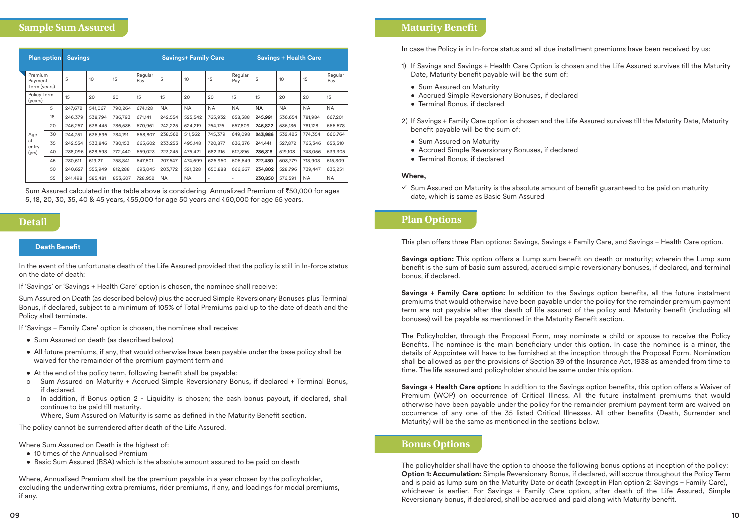## Sample Sum Assured

| Plan option | | Savings | | | | Savings+ Family Care | | | | Savings + Health Care | | | |
|---|---|---|---|---|---|---|---|---|---|---|---|---|---|
| Premium Payment Term (years) | | 5 | 10 | 15 | Regular Pay | 5 | 10 | 15 | Regular Pay | 5 | 10 | 15 | Regular Pay |
| Policy Term (years) | | 15 | 20 | 20 | 15 | 15 | 20 | 20 | 15 | 15 | 20 | 20 | 15 |
| Age at entry (yrs) | 5 | 247,672 | 541,067 | 790,264 | 674,128 | NA | NA | NA | NA | **NA** | NA | NA | NA |
| | 18 | 246,379 | 538,794 | 786,793 | 671,141 | 242,554 | 525,542 | 765,932 | 658,588 | **245,991** | 536,654 | 781,984 | 667,201 |
| | 20 | 246,257 | 538,445 | 786,535 | 670,961 | 242,225 | 524,219 | 764,176 | 657,809 | **245,822** | 536,136 | 781,128 | 666,578 |
| | 30 | 244,751 | 536,596 | 784,191 | 668,807 | 238,562 | 511,562 | 745,379 | 649,098 | **243,986** | 532,425 | 774,354 | 660,764 |
| | 35 | 242,554 | 533,846 | 780,153 | 665,602 | 233,253 | 495,148 | 720,877 | 636,376 | **241,441** | 527,872 | 765,346 | 653,510 |
| | 40 | 238,096 | 528,598 | 772,440 | 659,023 | 223,245 | 475,421 | 682,315 | 612,896 | **236,318** | 519,103 | 748,056 | 639,305 |
| | 45 | 230,511 | 519,211 | 758,841 | 647,501 | 207,547 | 474,699 | 626,960 | 606,649 | **227,480** | 503,779 | 718,908 | 615,309 |
| | 50 | 240,627 | 555,949 | 812,288 | 693,045 | 203,772 | 521,328 | 650,888 | 666,667 | **234,802** | 528,796 | 739,447 | 635,251 |
| | 55 | 241,498 | 585,481 | 853,607 | 728,952 | NA | NA | - | - | **230,850** | 576,591 | NA | NA |

Sum Assured calculated in the table above is considering Annualized Premium of ₹50,000 for ages 5, 18, 20, 30, 35, 40 & 45 years, ₹55,000 for age 50 years and ₹60,000 for age 55 years.

## Detail

### Death Benefit

In the event of the unfortunate death of the Life Assured provided that the policy is still in In-force status on the date of death:

If 'Savings' or 'Savings + Health Care' option is chosen, the nominee shall receive:

Sum Assured on Death (as described below) plus the accrued Simple Reversionary Bonuses plus Terminal Bonus, if declared, subject to a minimum of 105% of Total Premiums paid up to the date of death and the Policy shall terminate.

If 'Savings + Family Care' option is chosen, the nominee shall receive:

- Sum Assured on death (as described below)
- All future premiums, if any, that would otherwise have been payable under the base policy shall be waived for the remainder of the premium payment term and
- At the end of the policy term, following benefit shall be payable:
  - o Sum Assured on Maturity + Accrued Simple Reversionary Bonus, if declared + Terminal Bonus, if declared.
  - o In addition, if Bonus option 2 - Liquidity is chosen; the cash bonus payout, if declared, shall continue to be paid till maturity.
    Where, Sum Assured on Maturity is same as defined in the Maturity Benefit section.

The policy cannot be surrendered after death of the Life Assured.

Where Sum Assured on Death is the highest of:

- 10 times of the Annualised Premium
- Basic Sum Assured (BSA) which is the absolute amount assured to be paid on death

Where, Annualised Premium shall be the premium payable in a year chosen by the policyholder, excluding the underwriting extra premiums, rider premiums, if any, and loadings for modal premiums, if any.

## Maturity Benefit

In case the Policy is in In-force status and all due installment premiums have been received by us:

1) If Savings and Savings + Health Care Option is chosen and the Life Assured survives till the Maturity Date, Maturity benefit payable will be the sum of:
   - Sum Assured on Maturity
   - Accrued Simple Reversionary Bonuses, if declared
   - Terminal Bonus, if declared

2) If Savings + Family Care option is chosen and the Life Assured survives till the Maturity Date, Maturity benefit payable will be the sum of:
   - Sum Assured on Maturity
   - Accrued Simple Reversionary Bonuses, if declared
   - Terminal Bonus, if declared

**Where,**

✓ Sum Assured on Maturity is the absolute amount of benefit guaranteed to be paid on maturity date, which is same as Basic Sum Assured

## Plan Options

This plan offers three Plan options: Savings, Savings + Family Care, and Savings + Health Care option.

**Savings option:** This option offers a Lump sum benefit on death or maturity; wherein the Lump sum benefit is the sum of basic sum assured, accrued simple reversionary bonuses, if declared, and terminal bonus, if declared.

**Savings + Family Care option:** In addition to the Savings option benefits, all the future instalment premiums that would otherwise have been payable under the policy for the remainder premium payment term are not payable after the death of life assured of the policy and Maturity benefit (including all bonuses) will be payable as mentioned in the Maturity Benefit section.

The Policyholder, through the Proposal Form, may nominate a child or spouse to receive the Policy Benefits. The nominee is the main beneficiary under this option. In case the nominee is a minor, the details of Appointee will have to be furnished at the inception through the Proposal Form. Nomination shall be allowed as per the provisions of Section 39 of the Insurance Act, 1938 as amended from time to time. The life assured and policyholder should be same under this option.

**Savings + Health Care option:** In addition to the Savings option benefits, this option offers a Waiver of Premium (WOP) on occurrence of Critical Illness. All the future instalment premiums that would otherwise have been payable under the policy for the remainder premium payment term are waived on occurrence of any one of the 35 listed Critical Illnesses. All other benefits (Death, Surrender and Maturity) will be the same as mentioned in the sections below.

## Bonus Options

The policyholder shall have the option to choose the following bonus options at inception of the policy:
**Option 1: Accumulation:** Simple Reversionary Bonus, if declared, will accrue throughout the Policy Term and is paid as lump sum on the Maturity Date or death (except in Plan option 2: Savings + Family Care), whichever is earlier. For Savings + Family Care option, after death of the Life Assured, Simple Reversionary bonus, if declared, shall be accrued and paid along with Maturity benefit.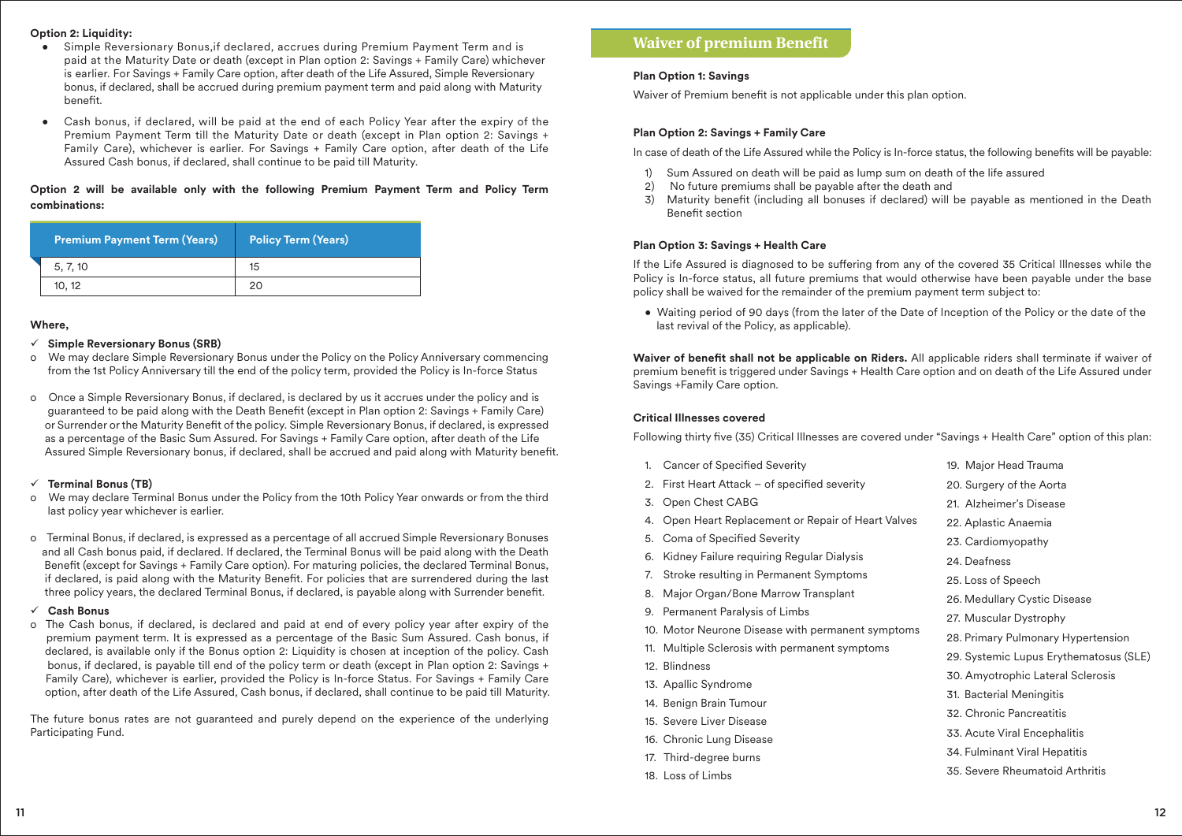**Option 2: Liquidity:**

- Simple Reversionary Bonus,if declared, accrues during Premium Payment Term and is paid at the Maturity Date or death (except in Plan option 2: Savings + Family Care) whichever is earlier. For Savings + Family Care option, after death of the Life Assured, Simple Reversionary bonus, if declared, shall be accrued during premium payment term and paid along with Maturity benefit.
- Cash bonus, if declared, will be paid at the end of each Policy Year after the expiry of the Premium Payment Term till the Maturity Date or death (except in Plan option 2: Savings + Family Care), whichever is earlier. For Savings + Family Care option, after death of the Life Assured Cash bonus, if declared, shall continue to be paid till Maturity.

**Option 2 will be available only with the following Premium Payment Term and Policy Term combinations:**

| Premium Payment Term (Years) | Policy Term (Years) |
|---|---|
| 5, 7, 10 | 15 |
| 10, 12 | 20 |

**Where,**

✓ **Simple Reversionary Bonus (SRB)**

- o We may declare Simple Reversionary Bonus under the Policy on the Policy Anniversary commencing from the 1st Policy Anniversary till the end of the policy term, provided the Policy is In-force Status
- o Once a Simple Reversionary Bonus, if declared, is declared by us it accrues under the policy and is guaranteed to be paid along with the Death Benefit (except in Plan option 2: Savings + Family Care) or Surrender or the Maturity Benefit of the policy. Simple Reversionary Bonus, if declared, is expressed as a percentage of the Basic Sum Assured. For Savings + Family Care option, after death of the Life Assured Simple Reversionary bonus, if declared, shall be accrued and paid along with Maturity benefit.

✓ **Terminal Bonus (TB)**

- o We may declare Terminal Bonus under the Policy from the 10th Policy Year onwards or from the third last policy year whichever is earlier.
- o Terminal Bonus, if declared, is expressed as a percentage of all accrued Simple Reversionary Bonuses and all Cash bonus paid, if declared. If declared, the Terminal Bonus will be paid along with the Death Benefit (except for Savings + Family Care option). For maturing policies, the declared Terminal Bonus, if declared, is paid along with the Maturity Benefit. For policies that are surrendered during the last three policy years, the declared Terminal Bonus, if declared, is payable along with Surrender benefit.

✓ **Cash Bonus**

- o The Cash bonus, if declared, is declared and paid at end of every policy year after expiry of the premium payment term. It is expressed as a percentage of the Basic Sum Assured. Cash bonus, if declared, is available only if the Bonus option 2: Liquidity is chosen at inception of the policy. Cash bonus, if declared, is payable till end of the policy term or death (except in Plan option 2: Savings + Family Care), whichever is earlier, provided the Policy is In-force Status. For Savings + Family Care option, after death of the Life Assured, Cash bonus, if declared, shall continue to be paid till Maturity.

The future bonus rates are not guaranteed and purely depend on the experience of the underlying Participating Fund.

## Waiver of premium Benefit

**Plan Option 1: Savings**

Waiver of Premium benefit is not applicable under this plan option.

**Plan Option 2: Savings + Family Care**

In case of death of the Life Assured while the Policy is In-force status, the following benefits will be payable:

1) Sum Assured on death will be paid as lump sum on death of the life assured
2) No future premiums shall be payable after the death and
3) Maturity benefit (including all bonuses if declared) will be payable as mentioned in the Death Benefit section

**Plan Option 3: Savings + Health Care**

If the Life Assured is diagnosed to be suffering from any of the covered 35 Critical Illnesses while the Policy is In-force status, all future premiums that would otherwise have been payable under the base policy shall be waived for the remainder of the premium payment term subject to:

- Waiting period of 90 days (from the later of the Date of Inception of the Policy or the date of the last revival of the Policy, as applicable).

**Waiver of benefit shall not be applicable on Riders.** All applicable riders shall terminate if waiver of premium benefit is triggered under Savings + Health Care option and on death of the Life Assured under Savings +Family Care option.

**Critical Illnesses covered**

Following thirty five (35) Critical Illnesses are covered under "Savings + Health Care" option of this plan:

1. Cancer of Specified Severity
2. First Heart Attack – of specified severity
3. Open Chest CABG
4. Open Heart Replacement or Repair of Heart Valves
5. Coma of Specified Severity
6. Kidney Failure requiring Regular Dialysis
7. Stroke resulting in Permanent Symptoms
8. Major Organ/Bone Marrow Transplant
9. Permanent Paralysis of Limbs
10. Motor Neurone Disease with permanent symptoms
11. Multiple Sclerosis with permanent symptoms
12. Blindness
13. Apallic Syndrome
14. Benign Brain Tumour
15. Severe Liver Disease
16. Chronic Lung Disease
17. Third-degree burns
18. Loss of Limbs
19. Major Head Trauma
20. Surgery of the Aorta
21. Alzheimer's Disease
22. Aplastic Anaemia
23. Cardiomyopathy
24. Deafness
25. Loss of Speech
26. Medullary Cystic Disease
27. Muscular Dystrophy
28. Primary Pulmonary Hypertension
29. Systemic Lupus Erythematosus (SLE)
30. Amyotrophic Lateral Sclerosis
31. Bacterial Meningitis
32. Chronic Pancreatitis
33. Acute Viral Encephalitis
34. Fulminant Viral Hepatitis
35. Severe Rheumatoid Arthritis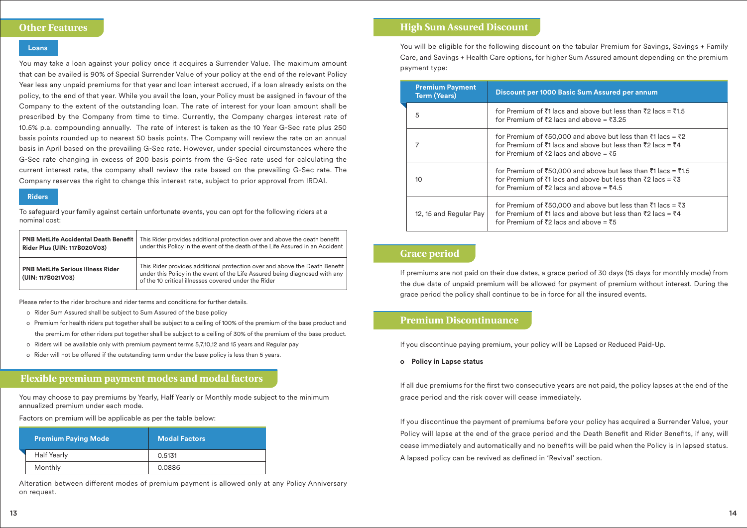## Other Features

### Loans

You may take a loan against your policy once it acquires a Surrender Value. The maximum amount that can be availed is 90% of Special Surrender Value of your policy at the end of the relevant Policy Year less any unpaid premiums for that year and loan interest accrued, if a loan already exists on the policy, to the end of that year. While you avail the loan, your Policy must be assigned in favour of the Company to the extent of the outstanding loan. The rate of interest for your loan amount shall be prescribed by the Company from time to time. Currently, the Company charges interest rate of 10.5% p.a. compounding annually. The rate of interest is taken as the 10 Year G-Sec rate plus 250 basis points rounded up to nearest 50 basis points. The Company will review the rate on an annual basis in April based on the prevailing G-Sec rate. However, under special circumstances where the G-Sec rate changing in excess of 200 basis points from the G-Sec rate used for calculating the current interest rate, the company shall review the rate based on the prevailing G-Sec rate. The Company reserves the right to change this interest rate, subject to prior approval from IRDAI.

### Riders

To safeguard your family against certain unfortunate events, you can opt for the following riders at a nominal cost:

| | |
|---|---|
| **PNB MetLife Accidental Death Benefit Rider Plus (UIN: 117B020V03)** | This Rider provides additional protection over and above the death benefit under this Policy in the event of the death of the Life Assured in an Accident |
| **PNB MetLife Serious Illness Rider (UIN: 117B021V03)** | This Rider provides additional protection over and above the Death Benefit under this Policy in the event of the Life Assured being diagnosed with any of the 10 critical illnesses covered under the Rider |

Please refer to the rider brochure and rider terms and conditions for further details.

- Rider Sum Assured shall be subject to Sum Assured of the base policy
- Premium for health riders put together shall be subject to a ceiling of 100% of the premium of the base product and the premium for other riders put together shall be subject to a ceiling of 30% of the premium of the base product.
- Riders will be available only with premium payment terms 5,7,10,12 and 15 years and Regular pay
- Rider will not be offered if the outstanding term under the base policy is less than 5 years.

## Flexible premium payment modes and modal factors

You may choose to pay premiums by Yearly, Half Yearly or Monthly mode subject to the minimum annualized premium under each mode.

Factors on premium will be applicable as per the table below:

| Premium Paying Mode | Modal Factors |
|---|---|
| Half Yearly | 0.5131 |
| Monthly | 0.0886 |

Alteration between different modes of premium payment is allowed only at any Policy Anniversary on request.

## High Sum Assured Discount

You will be eligible for the following discount on the tabular Premium for Savings, Savings + Family Care, and Savings + Health Care options, for higher Sum Assured amount depending on the premium payment type:

| Premium Payment Term (Years) | Discount per 1000 Basic Sum Assured per annum |
|---|---|
| 5 | for Premium of ₹1 lacs and above but less than ₹2 lacs = ₹1.5<br>for Premium of ₹2 lacs and above = ₹3.25 |
| 7 | for Premium of ₹50,000 and above but less than ₹1 lacs = ₹2<br>for Premium of ₹1 lacs and above but less than ₹2 lacs = ₹4<br>for Premium of ₹2 lacs and above = ₹5 |
| 10 | for Premium of ₹50,000 and above but less than ₹1 lacs = ₹1.5<br>for Premium of ₹1 lacs and above but less than ₹2 lacs = ₹3<br>for Premium of ₹2 lacs and above = ₹4.5 |
| 12, 15 and Regular Pay | for Premium of ₹50,000 and above but less than ₹1 lacs = ₹3<br>for Premium of ₹1 lacs and above but less than ₹2 lacs = ₹4<br>for Premium of ₹2 lacs and above = ₹5 |

## Grace period

If premiums are not paid on their due dates, a grace period of 30 days (15 days for monthly mode) from the due date of unpaid premium will be allowed for payment of premium without interest. During the grace period the policy shall continue to be in force for all the insured events.

## Premium Discontinuance

If you discontinue paying premium, your policy will be Lapsed or Reduced Paid-Up.

- **Policy in Lapse status**

If all due premiums for the first two consecutive years are not paid, the policy lapses at the end of the grace period and the risk cover will cease immediately.

If you discontinue the payment of premiums before your policy has acquired a Surrender Value, your Policy will lapse at the end of the grace period and the Death Benefit and Rider Benefits, if any, will cease immediately and automatically and no benefits will be paid when the Policy is in lapsed status. A lapsed policy can be revived as defined in 'Revival' section.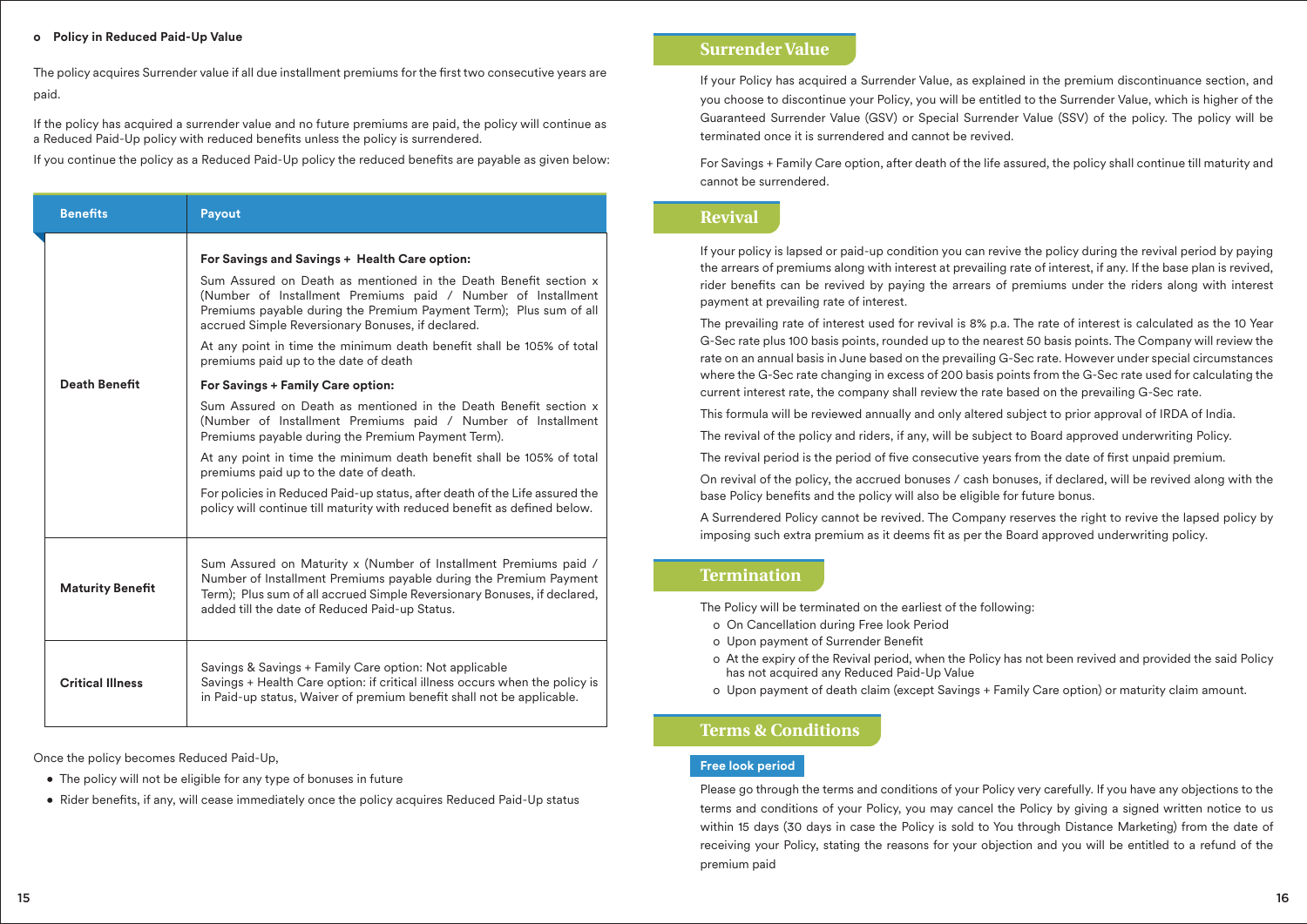- **Policy in Reduced Paid-Up Value**

The policy acquires Surrender value if all due installment premiums for the first two consecutive years are paid.

If the policy has acquired a surrender value and no future premiums are paid, the policy will continue as a Reduced Paid-Up policy with reduced benefits unless the policy is surrendered.

If you continue the policy as a Reduced Paid-Up policy the reduced benefits are payable as given below:

| Benefits | Payout |
|---|---|
| Death Benefit | **For Savings and Savings + Health Care option:**<br>Sum Assured on Death as mentioned in the Death Benefit section x (Number of Installment Premiums paid / Number of Installment Premiums payable during the Premium Payment Term); Plus sum of all accrued Simple Reversionary Bonuses, if declared.<br>At any point in time the minimum death benefit shall be 105% of total premiums paid up to the date of death<br>**For Savings + Family Care option:**<br>Sum Assured on Death as mentioned in the Death Benefit section x (Number of Installment Premiums paid / Number of Installment Premiums payable during the Premium Payment Term).<br>At any point in time the minimum death benefit shall be 105% of total premiums paid up to the date of death.<br>For policies in Reduced Paid-up status, after death of the Life assured the policy will continue till maturity with reduced benefit as defined below. |
| Maturity Benefit | Sum Assured on Maturity x (Number of Installment Premiums paid / Number of Installment Premiums payable during the Premium Payment Term); Plus sum of all accrued Simple Reversionary Bonuses, if declared, added till the date of Reduced Paid-up Status. |
| Critical Illness | Savings & Savings + Family Care option: Not applicable<br>Savings + Health Care option: if critical illness occurs when the policy is in Paid-up status, Waiver of premium benefit shall not be applicable. |

Once the policy becomes Reduced Paid-Up,

- The policy will not be eligible for any type of bonuses in future
- Rider benefits, if any, will cease immediately once the policy acquires Reduced Paid-Up status

## Surrender Value

If your Policy has acquired a Surrender Value, as explained in the premium discontinuance section, and you choose to discontinue your Policy, you will be entitled to the Surrender Value, which is higher of the Guaranteed Surrender Value (GSV) or Special Surrender Value (SSV) of the policy. The policy will be terminated once it is surrendered and cannot be revived.

For Savings + Family Care option, after death of the life assured, the policy shall continue till maturity and cannot be surrendered.

## Revival

If your policy is lapsed or paid-up condition you can revive the policy during the revival period by paying the arrears of premiums along with interest at prevailing rate of interest, if any. If the base plan is revived, rider benefits can be revived by paying the arrears of premiums under the riders along with interest payment at prevailing rate of interest.

The prevailing rate of interest used for revival is 8% p.a. The rate of interest is calculated as the 10 Year G-Sec rate plus 100 basis points, rounded up to the nearest 50 basis points. The Company will review the rate on an annual basis in June based on the prevailing G-Sec rate. However under special circumstances where the G-Sec rate changing in excess of 200 basis points from the G-Sec rate used for calculating the current interest rate, the company shall review the rate based on the prevailing G-Sec rate.

This formula will be reviewed annually and only altered subject to prior approval of IRDA of India.

The revival of the policy and riders, if any, will be subject to Board approved underwriting Policy.

The revival period is the period of five consecutive years from the date of first unpaid premium.

On revival of the policy, the accrued bonuses / cash bonuses, if declared, will be revived along with the base Policy benefits and the policy will also be eligible for future bonus.

A Surrendered Policy cannot be revived. The Company reserves the right to revive the lapsed policy by imposing such extra premium as it deems fit as per the Board approved underwriting policy.

## Termination

The Policy will be terminated on the earliest of the following:

- On Cancellation during Free look Period
- Upon payment of Surrender Benefit
- At the expiry of the Revival period, when the Policy has not been revived and provided the said Policy has not acquired any Reduced Paid-Up Value
- Upon payment of death claim (except Savings + Family Care option) or maturity claim amount.

## Terms & Conditions

### Free look period

Please go through the terms and conditions of your Policy very carefully. If you have any objections to the terms and conditions of your Policy, you may cancel the Policy by giving a signed written notice to us within 15 days (30 days in case the Policy is sold to You through Distance Marketing) from the date of receiving your Policy, stating the reasons for your objection and you will be entitled to a refund of the premium paid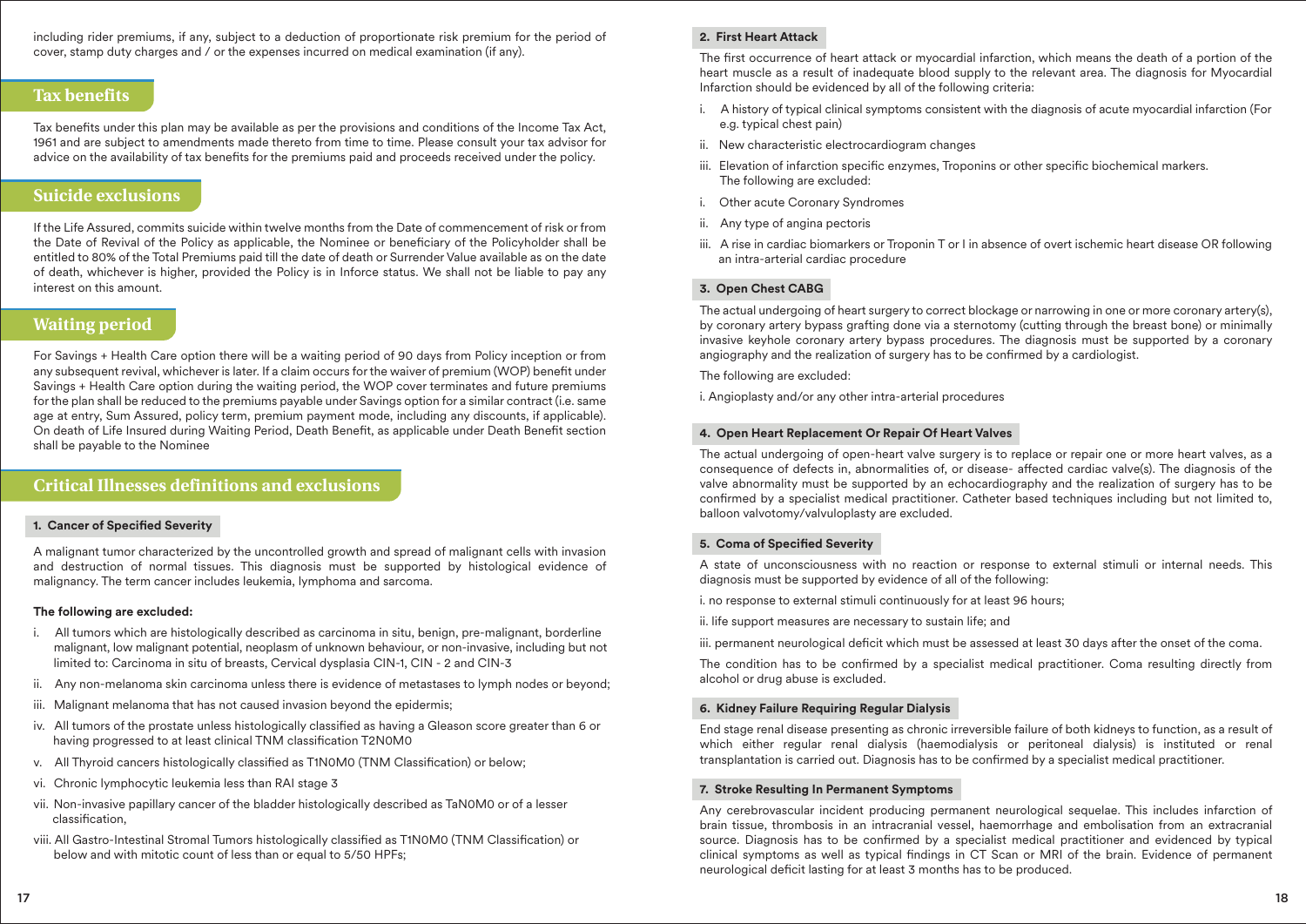including rider premiums, if any, subject to a deduction of proportionate risk premium for the period of cover, stamp duty charges and / or the expenses incurred on medical examination (if any).

## Tax benefits

Tax benefits under this plan may be available as per the provisions and conditions of the Income Tax Act, 1961 and are subject to amendments made thereto from time to time. Please consult your tax advisor for advice on the availability of tax benefits for the premiums paid and proceeds received under the policy.

## Suicide exclusions

If the Life Assured, commits suicide within twelve months from the Date of commencement of risk or from the Date of Revival of the Policy as applicable, the Nominee or beneficiary of the Policyholder shall be entitled to 80% of the Total Premiums paid till the date of death or Surrender Value available as on the date of death, whichever is higher, provided the Policy is in Inforce status. We shall not be liable to pay any interest on this amount.

## Waiting period

For Savings + Health Care option there will be a waiting period of 90 days from Policy inception or from any subsequent revival, whichever is later. If a claim occurs for the waiver of premium (WOP) benefit under Savings + Health Care option during the waiting period, the WOP cover terminates and future premiums for the plan shall be reduced to the premiums payable under Savings option for a similar contract (i.e. same age at entry, Sum Assured, policy term, premium payment mode, including any discounts, if applicable). On death of Life Insured during Waiting Period, Death Benefit, as applicable under Death Benefit section shall be payable to the Nominee

## Critical Illnesses definitions and exclusions

### 1. Cancer of Specified Severity

A malignant tumor characterized by the uncontrolled growth and spread of malignant cells with invasion and destruction of normal tissues. This diagnosis must be supported by histological evidence of malignancy. The term cancer includes leukemia, lymphoma and sarcoma.

**The following are excluded:**

i. All tumors which are histologically described as carcinoma in situ, benign, pre-malignant, borderline malignant, low malignant potential, neoplasm of unknown behaviour, or non-invasive, including but not limited to: Carcinoma in situ of breasts, Cervical dysplasia CIN-1, CIN - 2 and CIN-3

ii. Any non-melanoma skin carcinoma unless there is evidence of metastases to lymph nodes or beyond;

iii. Malignant melanoma that has not caused invasion beyond the epidermis;

iv. All tumors of the prostate unless histologically classified as having a Gleason score greater than 6 or having progressed to at least clinical TNM classification T2N0M0

v. All Thyroid cancers histologically classified as T1N0M0 (TNM Classification) or below;

vi. Chronic lymphocytic leukemia less than RAI stage 3

vii. Non-invasive papillary cancer of the bladder histologically described as TaN0M0 or of a lesser classification,

viii. All Gastro-Intestinal Stromal Tumors histologically classified as T1N0M0 (TNM Classification) or below and with mitotic count of less than or equal to 5/50 HPFs;

### 2. First Heart Attack

The first occurrence of heart attack or myocardial infarction, which means the death of a portion of the heart muscle as a result of inadequate blood supply to the relevant area. The diagnosis for Myocardial Infarction should be evidenced by all of the following criteria:

i. A history of typical clinical symptoms consistent with the diagnosis of acute myocardial infarction (For e.g. typical chest pain)

ii. New characteristic electrocardiogram changes

iii. Elevation of infarction specific enzymes, Troponins or other specific biochemical markers.
The following are excluded:

i. Other acute Coronary Syndromes

ii. Any type of angina pectoris

iii. A rise in cardiac biomarkers or Troponin T or I in absence of overt ischemic heart disease OR following an intra-arterial cardiac procedure

### 3. Open Chest CABG

The actual undergoing of heart surgery to correct blockage or narrowing in one or more coronary artery(s), by coronary artery bypass grafting done via a sternotomy (cutting through the breast bone) or minimally invasive keyhole coronary artery bypass procedures. The diagnosis must be supported by a coronary angiography and the realization of surgery has to be confirmed by a cardiologist.

The following are excluded:

i. Angioplasty and/or any other intra-arterial procedures

### 4. Open Heart Replacement Or Repair Of Heart Valves

The actual undergoing of open-heart valve surgery is to replace or repair one or more heart valves, as a consequence of defects in, abnormalities of, or disease- affected cardiac valve(s). The diagnosis of the valve abnormality must be supported by an echocardiography and the realization of surgery has to be confirmed by a specialist medical practitioner. Catheter based techniques including but not limited to, balloon valvotomy/valvuloplasty are excluded.

### 5. Coma of Specified Severity

A state of unconsciousness with no reaction or response to external stimuli or internal needs. This diagnosis must be supported by evidence of all of the following:

i. no response to external stimuli continuously for at least 96 hours;

ii. life support measures are necessary to sustain life; and

iii. permanent neurological deficit which must be assessed at least 30 days after the onset of the coma.

The condition has to be confirmed by a specialist medical practitioner. Coma resulting directly from alcohol or drug abuse is excluded.

### 6. Kidney Failure Requiring Regular Dialysis

End stage renal disease presenting as chronic irreversible failure of both kidneys to function, as a result of which either regular renal dialysis (haemodialysis or peritoneal dialysis) is instituted or renal transplantation is carried out. Diagnosis has to be confirmed by a specialist medical practitioner.

### 7. Stroke Resulting In Permanent Symptoms

Any cerebrovascular incident producing permanent neurological sequelae. This includes infarction of brain tissue, thrombosis in an intracranial vessel, haemorrhage and embolisation from an extracranial source. Diagnosis has to be confirmed by a specialist medical practitioner and evidenced by typical clinical symptoms as well as typical findings in CT Scan or MRI of the brain. Evidence of permanent neurological deficit lasting for at least 3 months has to be produced.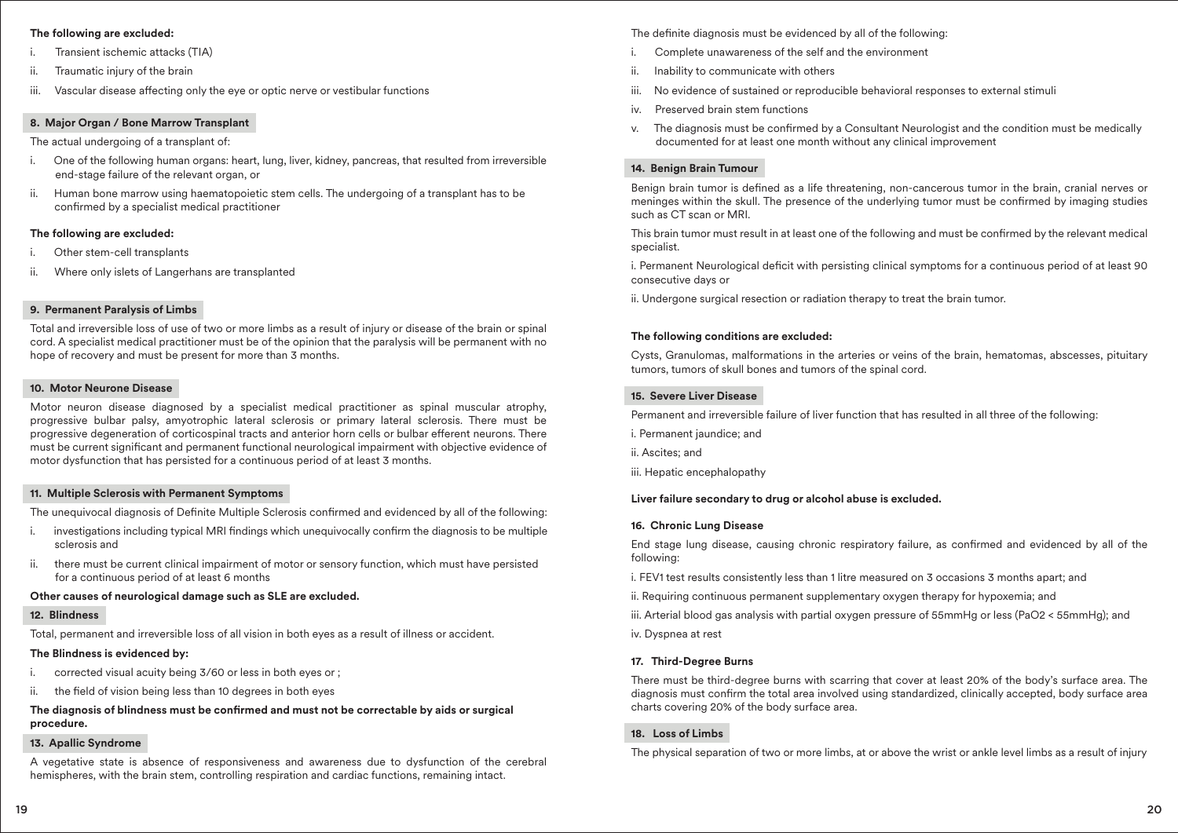**The following are excluded:**

i. Transient ischemic attacks (TIA)

ii. Traumatic injury of the brain

iii. Vascular disease affecting only the eye or optic nerve or vestibular functions

### 8. Major Organ / Bone Marrow Transplant

The actual undergoing of a transplant of:

i. One of the following human organs: heart, lung, liver, kidney, pancreas, that resulted from irreversible end-stage failure of the relevant organ, or

ii. Human bone marrow using haematopoietic stem cells. The undergoing of a transplant has to be confirmed by a specialist medical practitioner

**The following are excluded:**

i. Other stem-cell transplants

ii. Where only islets of Langerhans are transplanted

### 9. Permanent Paralysis of Limbs

Total and irreversible loss of use of two or more limbs as a result of injury or disease of the brain or spinal cord. A specialist medical practitioner must be of the opinion that the paralysis will be permanent with no hope of recovery and must be present for more than 3 months.

### 10. Motor Neurone Disease

Motor neuron disease diagnosed by a specialist medical practitioner as spinal muscular atrophy, progressive bulbar palsy, amyotrophic lateral sclerosis or primary lateral sclerosis. There must be progressive degeneration of corticospinal tracts and anterior horn cells or bulbar efferent neurons. There must be current significant and permanent functional neurological impairment with objective evidence of motor dysfunction that has persisted for a continuous period of at least 3 months.

### 11. Multiple Sclerosis with Permanent Symptoms

The unequivocal diagnosis of Definite Multiple Sclerosis confirmed and evidenced by all of the following:

i. investigations including typical MRI findings which unequivocally confirm the diagnosis to be multiple sclerosis and

ii. there must be current clinical impairment of motor or sensory function, which must have persisted for a continuous period of at least 6 months

**Other causes of neurological damage such as SLE are excluded.**

### 12. Blindness

Total, permanent and irreversible loss of all vision in both eyes as a result of illness or accident.

**The Blindness is evidenced by:**

i. corrected visual acuity being 3/60 or less in both eyes or ;

ii. the field of vision being less than 10 degrees in both eyes

**The diagnosis of blindness must be confirmed and must not be correctable by aids or surgical procedure.**

### 13. Apallic Syndrome

A vegetative state is absence of responsiveness and awareness due to dysfunction of the cerebral hemispheres, with the brain stem, controlling respiration and cardiac functions, remaining intact.

The definite diagnosis must be evidenced by all of the following:

i. Complete unawareness of the self and the environment

ii. Inability to communicate with others

iii. No evidence of sustained or reproducible behavioral responses to external stimuli

iv. Preserved brain stem functions

v. The diagnosis must be confirmed by a Consultant Neurologist and the condition must be medically documented for at least one month without any clinical improvement

### 14. Benign Brain Tumour

Benign brain tumor is defined as a life threatening, non-cancerous tumor in the brain, cranial nerves or meninges within the skull. The presence of the underlying tumor must be confirmed by imaging studies such as CT scan or MRI.

This brain tumor must result in at least one of the following and must be confirmed by the relevant medical specialist.

i. Permanent Neurological deficit with persisting clinical symptoms for a continuous period of at least 90 consecutive days or

ii. Undergone surgical resection or radiation therapy to treat the brain tumor.

**The following conditions are excluded:**

Cysts, Granulomas, malformations in the arteries or veins of the brain, hematomas, abscesses, pituitary tumors, tumors of skull bones and tumors of the spinal cord.

### 15. Severe Liver Disease

Permanent and irreversible failure of liver function that has resulted in all three of the following:

i. Permanent jaundice; and

ii. Ascites; and

iii. Hepatic encephalopathy

**Liver failure secondary to drug or alcohol abuse is excluded.**

### 16. Chronic Lung Disease

End stage lung disease, causing chronic respiratory failure, as confirmed and evidenced by all of the following:

i. FEV1 test results consistently less than 1 litre measured on 3 occasions 3 months apart; and

ii. Requiring continuous permanent supplementary oxygen therapy for hypoxemia; and

iii. Arterial blood gas analysis with partial oxygen pressure of 55mmHg or less ($PaO_2 < 55$mmHg); and

iv. Dyspnea at rest

### 17. Third-Degree Burns

There must be third-degree burns with scarring that cover at least 20% of the body's surface area. The diagnosis must confirm the total area involved using standardized, clinically accepted, body surface area charts covering 20% of the body surface area.

### 18. Loss of Limbs

The physical separation of two or more limbs, at or above the wrist or ankle level limbs as a result of injury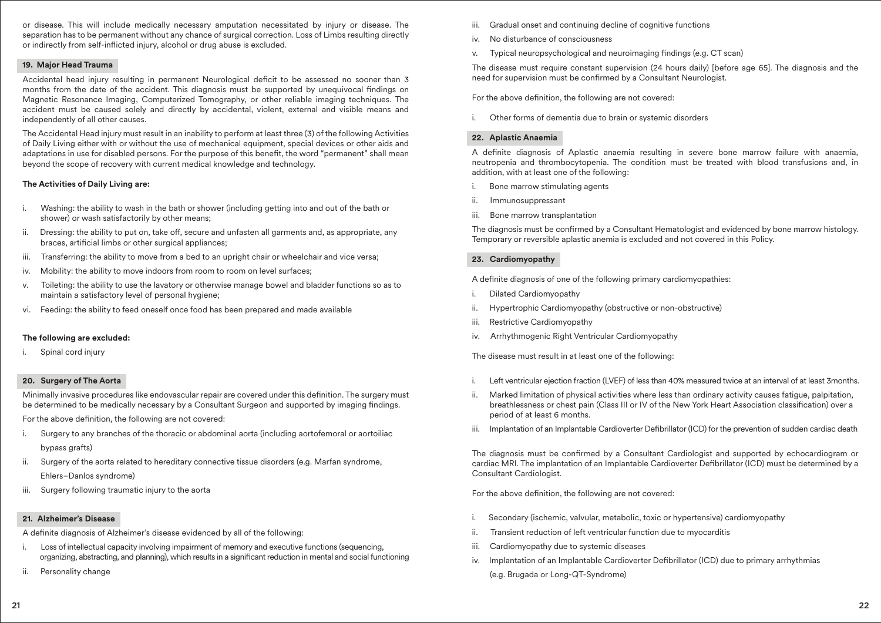or disease. This will include medically necessary amputation necessitated by injury or disease. The separation has to be permanent without any chance of surgical correction. Loss of Limbs resulting directly or indirectly from self-inflicted injury, alcohol or drug abuse is excluded.

### 19. Major Head Trauma

Accidental head injury resulting in permanent Neurological deficit to be assessed no sooner than 3 months from the date of the accident. This diagnosis must be supported by unequivocal findings on Magnetic Resonance Imaging, Computerized Tomography, or other reliable imaging techniques. The accident must be caused solely and directly by accidental, violent, external and visible means and independently of all other causes.

The Accidental Head injury must result in an inability to perform at least three (3) of the following Activities of Daily Living either with or without the use of mechanical equipment, special devices or other aids and adaptations in use for disabled persons. For the purpose of this benefit, the word "permanent" shall mean beyond the scope of recovery with current medical knowledge and technology.

**The Activities of Daily Living are:**

i. Washing: the ability to wash in the bath or shower (including getting into and out of the bath or shower) or wash satisfactorily by other means;
ii. Dressing: the ability to put on, take off, secure and unfasten all garments and, as appropriate, any braces, artificial limbs or other surgical appliances;
iii. Transferring: the ability to move from a bed to an upright chair or wheelchair and vice versa;
iv. Mobility: the ability to move indoors from room to room on level surfaces;
v. Toileting: the ability to use the lavatory or otherwise manage bowel and bladder functions so as to maintain a satisfactory level of personal hygiene;
vi. Feeding: the ability to feed oneself once food has been prepared and made available

**The following are excluded:**

i. Spinal cord injury

### 20. Surgery of The Aorta

Minimally invasive procedures like endovascular repair are covered under this definition. The surgery must be determined to be medically necessary by a Consultant Surgeon and supported by imaging findings.

For the above definition, the following are not covered:

i. Surgery to any branches of the thoracic or abdominal aorta (including aortofemoral or aortoiliac bypass grafts)
ii. Surgery of the aorta related to hereditary connective tissue disorders (e.g. Marfan syndrome, Ehlers–Danlos syndrome)
iii. Surgery following traumatic injury to the aorta

### 21. Alzheimer's Disease

A definite diagnosis of Alzheimer's disease evidenced by all of the following:

i. Loss of intellectual capacity involving impairment of memory and executive functions (sequencing, organizing, abstracting, and planning), which results in a significant reduction in mental and social functioning
ii. Personality change
iii. Gradual onset and continuing decline of cognitive functions
iv. No disturbance of consciousness
v. Typical neuropsychological and neuroimaging findings (e.g. CT scan)

The disease must require constant supervision (24 hours daily) [before age 65]. The diagnosis and the need for supervision must be confirmed by a Consultant Neurologist.

For the above definition, the following are not covered:

i. Other forms of dementia due to brain or systemic disorders

### 22. Aplastic Anaemia

A definite diagnosis of Aplastic anaemia resulting in severe bone marrow failure with anaemia, neutropenia and thrombocytopenia. The condition must be treated with blood transfusions and, in addition, with at least one of the following:

i. Bone marrow stimulating agents
ii. Immunosuppressant
iii. Bone marrow transplantation

The diagnosis must be confirmed by a Consultant Hematologist and evidenced by bone marrow histology. Temporary or reversible aplastic anemia is excluded and not covered in this Policy.

### 23. Cardiomyopathy

A definite diagnosis of one of the following primary cardiomyopathies:

i. Dilated Cardiomyopathy
ii. Hypertrophic Cardiomyopathy (obstructive or non-obstructive)
iii. Restrictive Cardiomyopathy
iv. Arrhythmogenic Right Ventricular Cardiomyopathy

The disease must result in at least one of the following:

i. Left ventricular ejection fraction (LVEF) of less than 40% measured twice at an interval of at least 3months.
ii. Marked limitation of physical activities where less than ordinary activity causes fatigue, palpitation, breathlessness or chest pain (Class III or IV of the New York Heart Association classification) over a period of at least 6 months.
iii. Implantation of an Implantable Cardioverter Defibrillator (ICD) for the prevention of sudden cardiac death

The diagnosis must be confirmed by a Consultant Cardiologist and supported by echocardiogram or cardiac MRI. The implantation of an Implantable Cardioverter Defibrillator (ICD) must be determined by a Consultant Cardiologist.

For the above definition, the following are not covered:

i. Secondary (ischemic, valvular, metabolic, toxic or hypertensive) cardiomyopathy
ii. Transient reduction of left ventricular function due to myocarditis
iii. Cardiomyopathy due to systemic diseases
iv. Implantation of an Implantable Cardioverter Defibrillator (ICD) due to primary arrhythmias (e.g. Brugada or Long-QT-Syndrome)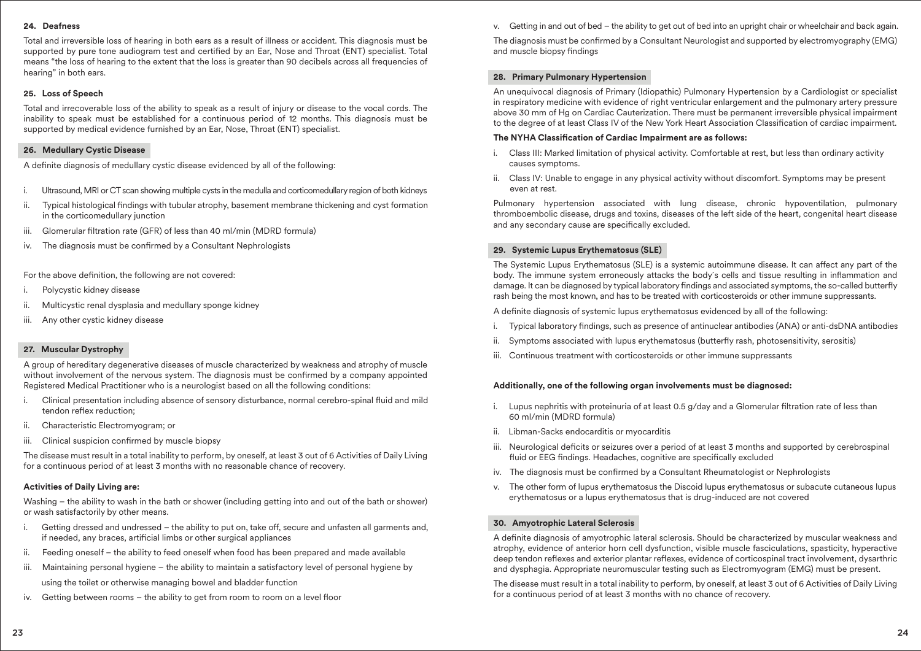### 24. Deafness

Total and irreversible loss of hearing in both ears as a result of illness or accident. This diagnosis must be supported by pure tone audiogram test and certified by an Ear, Nose and Throat (ENT) specialist. Total means "the loss of hearing to the extent that the loss is greater than 90 decibels across all frequencies of hearing" in both ears.

### 25. Loss of Speech

Total and irrecoverable loss of the ability to speak as a result of injury or disease to the vocal cords. The inability to speak must be established for a continuous period of 12 months. This diagnosis must be supported by medical evidence furnished by an Ear, Nose, Throat (ENT) specialist.

### 26. Medullary Cystic Disease

A definite diagnosis of medullary cystic disease evidenced by all of the following:

i. Ultrasound, MRI or CT scan showing multiple cysts in the medulla and corticomedullary region of both kidneys
ii. Typical histological findings with tubular atrophy, basement membrane thickening and cyst formation in the corticomedullary junction
iii. Glomerular filtration rate (GFR) of less than 40 ml/min (MDRD formula)
iv. The diagnosis must be confirmed by a Consultant Nephrologists

For the above definition, the following are not covered:

i. Polycystic kidney disease
ii. Multicystic renal dysplasia and medullary sponge kidney
iii. Any other cystic kidney disease

### 27. Muscular Dystrophy

A group of hereditary degenerative diseases of muscle characterized by weakness and atrophy of muscle without involvement of the nervous system. The diagnosis must be confirmed by a company appointed Registered Medical Practitioner who is a neurologist based on all the following conditions:

i. Clinical presentation including absence of sensory disturbance, normal cerebro-spinal fluid and mild tendon reflex reduction;
ii. Characteristic Electromyogram; or
iii. Clinical suspicion confirmed by muscle biopsy

The disease must result in a total inability to perform, by oneself, at least 3 out of 6 Activities of Daily Living for a continuous period of at least 3 months with no reasonable chance of recovery.

**Activities of Daily Living are:**

Washing – the ability to wash in the bath or shower (including getting into and out of the bath or shower) or wash satisfactorily by other means.

i. Getting dressed and undressed – the ability to put on, take off, secure and unfasten all garments and, if needed, any braces, artificial limbs or other surgical appliances
ii. Feeding oneself – the ability to feed oneself when food has been prepared and made available
iii. Maintaining personal hygiene – the ability to maintain a satisfactory level of personal hygiene by using the toilet or otherwise managing bowel and bladder function
iv. Getting between rooms – the ability to get from room to room on a level floor
v. Getting in and out of bed – the ability to get out of bed into an upright chair or wheelchair and back again.

The diagnosis must be confirmed by a Consultant Neurologist and supported by electromyography (EMG) and muscle biopsy findings

### 28. Primary Pulmonary Hypertension

An unequivocal diagnosis of Primary (Idiopathic) Pulmonary Hypertension by a Cardiologist or specialist in respiratory medicine with evidence of right ventricular enlargement and the pulmonary artery pressure above 30 mm of Hg on Cardiac Cauterization. There must be permanent irreversible physical impairment to the degree of at least Class IV of the New York Heart Association Classification of cardiac impairment.

**The NYHA Classification of Cardiac Impairment are as follows:**

i. Class III: Marked limitation of physical activity. Comfortable at rest, but less than ordinary activity causes symptoms.
ii. Class IV: Unable to engage in any physical activity without discomfort. Symptoms may be present even at rest.

Pulmonary hypertension associated with lung disease, chronic hypoventilation, pulmonary thromboembolic disease, drugs and toxins, diseases of the left side of the heart, congenital heart disease and any secondary cause are specifically excluded.

### 29. Systemic Lupus Erythematosus (SLE)

The Systemic Lupus Erythematosus (SLE) is a systemic autoimmune disease. It can affect any part of the body. The immune system erroneously attacks the body´s cells and tissue resulting in inflammation and damage. It can be diagnosed by typical laboratory findings and associated symptoms, the so-called butterfly rash being the most known, and has to be treated with corticosteroids or other immune suppressants.

A definite diagnosis of systemic lupus erythematosus evidenced by all of the following:

i. Typical laboratory findings, such as presence of antinuclear antibodies (ANA) or anti-dsDNA antibodies
ii. Symptoms associated with lupus erythematosus (butterfly rash, photosensitivity, serositis)
iii. Continuous treatment with corticosteroids or other immune suppressants

**Additionally, one of the following organ involvements must be diagnosed:**

i. Lupus nephritis with proteinuria of at least 0.5 g/day and a Glomerular filtration rate of less than 60 ml/min (MDRD formula)
ii. Libman-Sacks endocarditis or myocarditis
iii. Neurological deficits or seizures over a period of at least 3 months and supported by cerebrospinal fluid or EEG findings. Headaches, cognitive are specifically excluded
iv. The diagnosis must be confirmed by a Consultant Rheumatologist or Nephrologists
v. The other form of lupus erythematosus the Discoid lupus erythematosus or subacute cutaneous lupus erythematosus or a lupus erythematosus that is drug-induced are not covered

### 30. Amyotrophic Lateral Sclerosis

A definite diagnosis of amyotrophic lateral sclerosis. Should be characterized by muscular weakness and atrophy, evidence of anterior horn cell dysfunction, visible muscle fasciculations, spasticity, hyperactive deep tendon reflexes and exterior plantar reflexes, evidence of corticospinal tract involvement, dysarthric and dysphagia. Appropriate neuromuscular testing such as Electromyogram (EMG) must be present.

The disease must result in a total inability to perform, by oneself, at least 3 out of 6 Activities of Daily Living for a continuous period of at least 3 months with no chance of recovery.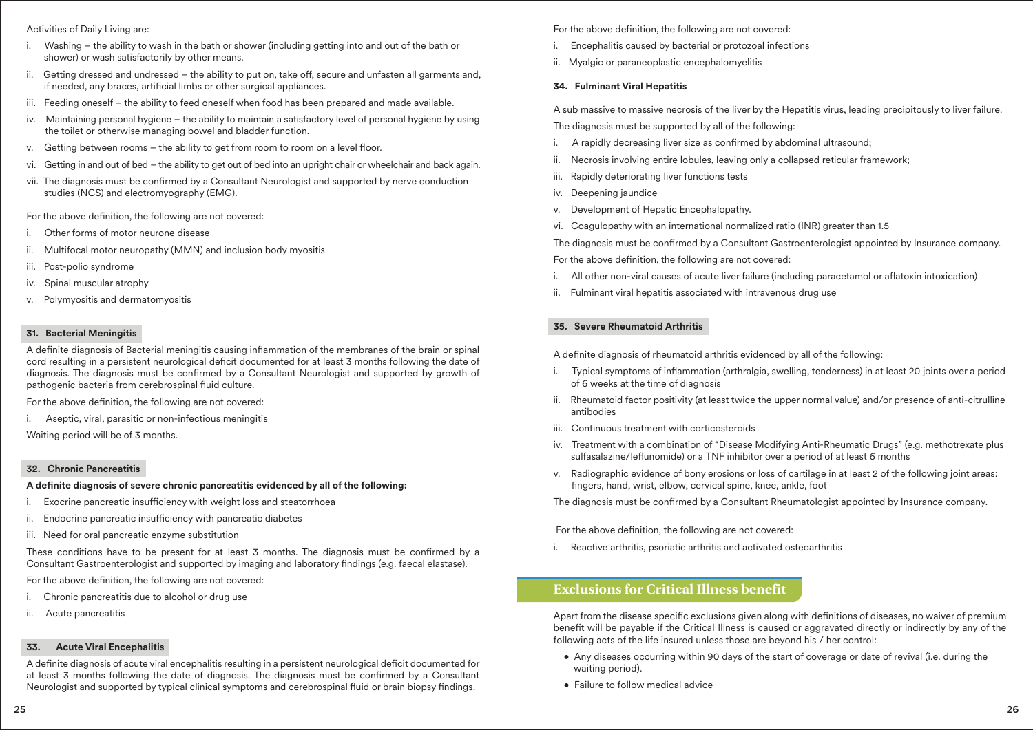Activities of Daily Living are:

- i. Washing – the ability to wash in the bath or shower (including getting into and out of the bath or shower) or wash satisfactorily by other means.
- ii. Getting dressed and undressed – the ability to put on, take off, secure and unfasten all garments and, if needed, any braces, artificial limbs or other surgical appliances.
- iii. Feeding oneself – the ability to feed oneself when food has been prepared and made available.
- iv. Maintaining personal hygiene – the ability to maintain a satisfactory level of personal hygiene by using the toilet or otherwise managing bowel and bladder function.
- v. Getting between rooms – the ability to get from room to room on a level floor.
- vi. Getting in and out of bed – the ability to get out of bed into an upright chair or wheelchair and back again.
- vii. The diagnosis must be confirmed by a Consultant Neurologist and supported by nerve conduction studies (NCS) and electromyography (EMG).

For the above definition, the following are not covered:

- i. Other forms of motor neurone disease
- ii. Multifocal motor neuropathy (MMN) and inclusion body myositis
- iii. Post-polio syndrome
- iv. Spinal muscular atrophy
- v. Polymyositis and dermatomyositis

### 31. Bacterial Meningitis

A definite diagnosis of Bacterial meningitis causing inflammation of the membranes of the brain or spinal cord resulting in a persistent neurological deficit documented for at least 3 months following the date of diagnosis. The diagnosis must be confirmed by a Consultant Neurologist and supported by growth of pathogenic bacteria from cerebrospinal fluid culture.

For the above definition, the following are not covered:

- i. Aseptic, viral, parasitic or non-infectious meningitis

Waiting period will be of 3 months.

### 32. Chronic Pancreatitis

**A definite diagnosis of severe chronic pancreatitis evidenced by all of the following:**

- i. Exocrine pancreatic insufficiency with weight loss and steatorrhoea
- ii. Endocrine pancreatic insufficiency with pancreatic diabetes
- iii. Need for oral pancreatic enzyme substitution

These conditions have to be present for at least 3 months. The diagnosis must be confirmed by a Consultant Gastroenterologist and supported by imaging and laboratory findings (e.g. faecal elastase).

For the above definition, the following are not covered:

- i. Chronic pancreatitis due to alcohol or drug use
- ii. Acute pancreatitis

### 33. Acute Viral Encephalitis

A definite diagnosis of acute viral encephalitis resulting in a persistent neurological deficit documented for at least 3 months following the date of diagnosis. The diagnosis must be confirmed by a Consultant Neurologist and supported by typical clinical symptoms and cerebrospinal fluid or brain biopsy findings.

For the above definition, the following are not covered:

- i. Encephalitis caused by bacterial or protozoal infections
- ii. Myalgic or paraneoplastic encephalomyelitis

### 34. Fulminant Viral Hepatitis

A sub massive to massive necrosis of the liver by the Hepatitis virus, leading precipitously to liver failure.

The diagnosis must be supported by all of the following:

- i. A rapidly decreasing liver size as confirmed by abdominal ultrasound;
- ii. Necrosis involving entire lobules, leaving only a collapsed reticular framework;
- iii. Rapidly deteriorating liver functions tests
- iv. Deepening jaundice
- v. Development of Hepatic Encephalopathy.
- vi. Coagulopathy with an international normalized ratio (INR) greater than 1.5

The diagnosis must be confirmed by a Consultant Gastroenterologist appointed by Insurance company.

For the above definition, the following are not covered:

- i. All other non-viral causes of acute liver failure (including paracetamol or aflatoxin intoxication)
- ii. Fulminant viral hepatitis associated with intravenous drug use

### 35. Severe Rheumatoid Arthritis

A definite diagnosis of rheumatoid arthritis evidenced by all of the following:

- i. Typical symptoms of inflammation (arthralgia, swelling, tenderness) in at least 20 joints over a period of 6 weeks at the time of diagnosis
- ii. Rheumatoid factor positivity (at least twice the upper normal value) and/or presence of anti-citrulline antibodies
- iii. Continuous treatment with corticosteroids
- iv. Treatment with a combination of "Disease Modifying Anti-Rheumatic Drugs" (e.g. methotrexate plus sulfasalazine/leflunomide) or a TNF inhibitor over a period of at least 6 months
- v. Radiographic evidence of bony erosions or loss of cartilage in at least 2 of the following joint areas: fingers, hand, wrist, elbow, cervical spine, knee, ankle, foot

The diagnosis must be confirmed by a Consultant Rheumatologist appointed by Insurance company.

For the above definition, the following are not covered:

- i. Reactive arthritis, psoriatic arthritis and activated osteoarthritis

## Exclusions for Critical Illness benefit

Apart from the disease specific exclusions given along with definitions of diseases, no waiver of premium benefit will be payable if the Critical Illness is caused or aggravated directly or indirectly by any of the following acts of the life insured unless those are beyond his / her control:

- Any diseases occurring within 90 days of the start of coverage or date of revival (i.e. during the waiting period).
- Failure to follow medical advice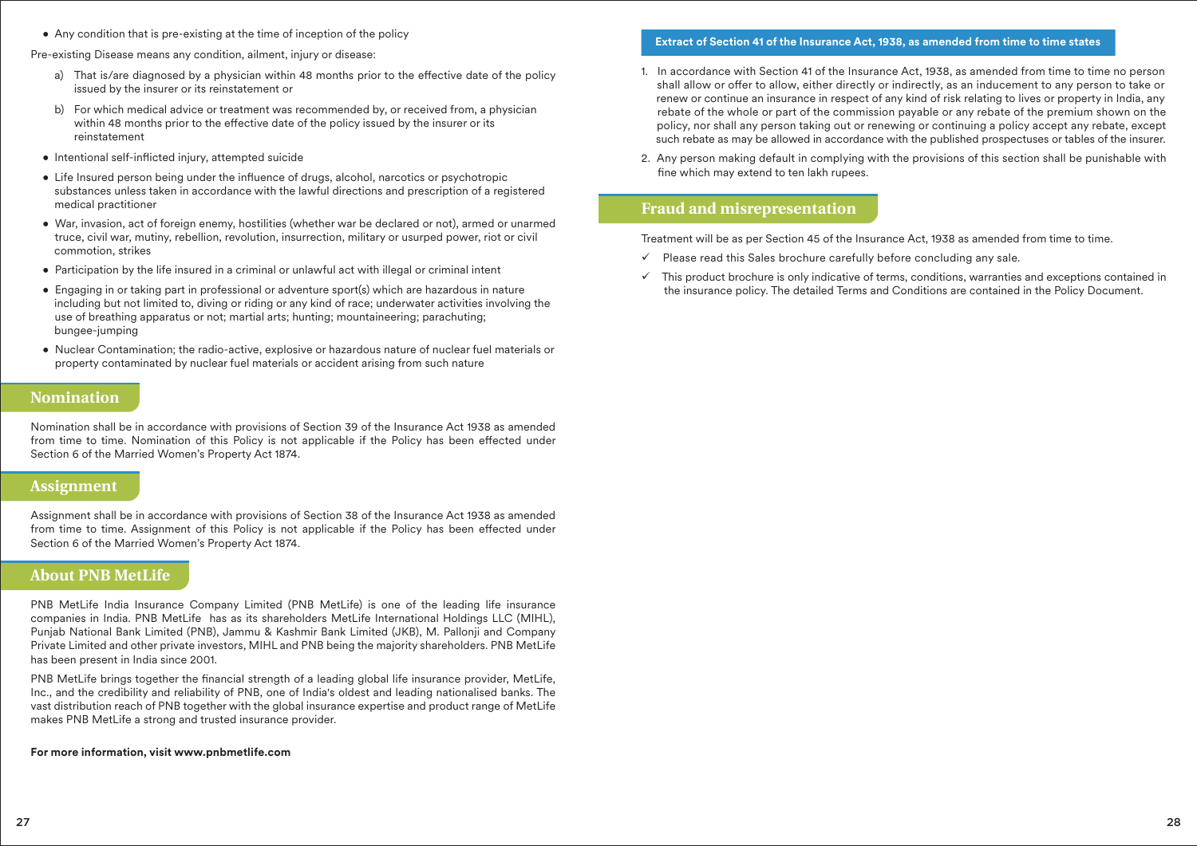- Any condition that is pre-existing at the time of inception of the policy

Pre-existing Disease means any condition, ailment, injury or disease:

a) That is/are diagnosed by a physician within 48 months prior to the effective date of the policy issued by the insurer or its reinstatement or

b) For which medical advice or treatment was recommended by, or received from, a physician within 48 months prior to the effective date of the policy issued by the insurer or its reinstatement

- Intentional self-inflicted injury, attempted suicide
- Life Insured person being under the influence of drugs, alcohol, narcotics or psychotropic substances unless taken in accordance with the lawful directions and prescription of a registered medical practitioner
- War, invasion, act of foreign enemy, hostilities (whether war be declared or not), armed or unarmed truce, civil war, mutiny, rebellion, revolution, insurrection, military or usurped power, riot or civil commotion, strikes
- Participation by the life insured in a criminal or unlawful act with illegal or criminal intent
- Engaging in or taking part in professional or adventure sport(s) which are hazardous in nature including but not limited to, diving or riding or any kind of race; underwater activities involving the use of breathing apparatus or not; martial arts; hunting; mountaineering; parachuting; bungee-jumping
- Nuclear Contamination; the radio-active, explosive or hazardous nature of nuclear fuel materials or property contaminated by nuclear fuel materials or accident arising from such nature

## Nomination

Nomination shall be in accordance with provisions of Section 39 of the Insurance Act 1938 as amended from time to time. Nomination of this Policy is not applicable if the Policy has been effected under Section 6 of the Married Women's Property Act 1874.

## Assignment

Assignment shall be in accordance with provisions of Section 38 of the Insurance Act 1938 as amended from time to time. Assignment of this Policy is not applicable if the Policy has been effected under Section 6 of the Married Women's Property Act 1874.

## About PNB MetLife

PNB MetLife India Insurance Company Limited (PNB MetLife) is one of the leading life insurance companies in India. PNB MetLife has as its shareholders MetLife International Holdings LLC (MIHL), Punjab National Bank Limited (PNB), Jammu & Kashmir Bank Limited (JKB), M. Pallonji and Company Private Limited and other private investors, MIHL and PNB being the majority shareholders. PNB MetLife has been present in India since 2001.

PNB MetLife brings together the financial strength of a leading global life insurance provider, MetLife, Inc., and the credibility and reliability of PNB, one of India's oldest and leading nationalised banks. The vast distribution reach of PNB together with the global insurance expertise and product range of MetLife makes PNB MetLife a strong and trusted insurance provider.

**For more information, visit www.pnbmetlife.com**

## Extract of Section 41 of the Insurance Act, 1938, as amended from time to time states

1. In accordance with Section 41 of the Insurance Act, 1938, as amended from time to time no person shall allow or offer to allow, either directly or indirectly, as an inducement to any person to take or renew or continue an insurance in respect of any kind of risk relating to lives or property in India, any rebate of the whole or part of the commission payable or any rebate of the premium shown on the policy, nor shall any person taking out or renewing or continuing a policy accept any rebate, except such rebate as may be allowed in accordance with the published prospectuses or tables of the insurer.
2. Any person making default in complying with the provisions of this section shall be punishable with fine which may extend to ten lakh rupees.

## Fraud and misrepresentation

Treatment will be as per Section 45 of the Insurance Act, 1938 as amended from time to time.

✓ Please read this Sales brochure carefully before concluding any sale.

✓ This product brochure is only indicative of terms, conditions, warranties and exceptions contained in the insurance policy. The detailed Terms and Conditions are contained in the Policy Document.